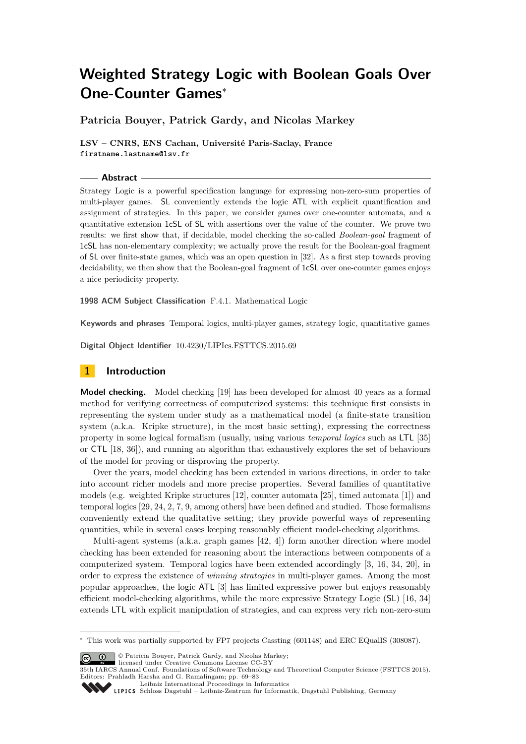# Weighted Strategy Logic with Boolean Goals Over One-Counter Games*

**Patricia Bouyer, Patrick Gardy, and Nicolas Markey**

**LSV – CNRS, ENS Cachan, Université Paris-Saclay, France**
`firstname.lastname@lsv.fr`

## Abstract

Strategy Logic is a powerful specification language for expressing non-zero-sum properties of multi-player games. SL conveniently extends the logic ATL with explicit quantification and assignment of strategies. In this paper, we consider games over one-counter automata, and a quantitative extension 1cSL of SL with assertions over the value of the counter. We prove two results: we first show that, if decidable, model checking the so-called *Boolean-goal* fragment of 1cSL has non-elementary complexity; we actually prove the result for the Boolean-goal fragment of SL over finite-state games, which was an open question in [32]. As a first step towards proving decidability, we then show that the Boolean-goal fragment of 1cSL over one-counter games enjoys a nice periodicity property.

**1998 ACM Subject Classification** F.4.1. Mathematical Logic

**Keywords and phrases** Temporal logics, multi-player games, strategy logic, quantitative games

**Digital Object Identifier** 10.4230/LIPIcs.FSTTCS.2015.69

## 1 Introduction

**Model checking.** Model checking [19] has been developed for almost 40 years as a formal method for verifying correctness of computerized systems: this technique first consists in representing the system under study as a mathematical model (a finite-state transition system (a.k.a. Kripke structure), in the most basic setting), expressing the correctness property in some logical formalism (usually, using various *temporal logics* such as LTL [35] or CTL [18, 36]), and running an algorithm that exhaustively explores the set of behaviours of the model for proving or disproving the property.

Over the years, model checking has been extended in various directions, in order to take into account richer models and more precise properties. Several families of quantitative models (e.g. weighted Kripke structures [12], counter automata [25], timed automata [1]) and temporal logics [29, 24, 2, 7, 9, among others] have been defined and studied. Those formalisms conveniently extend the qualitative setting; they provide powerful ways of representing quantities, while in several cases keeping reasonably efficient model-checking algorithms.

Multi-agent systems (a.k.a. graph games [42, 4]) form another direction where model checking has been extended for reasoning about the interactions between components of a computerized system. Temporal logics have been extended accordingly [3, 16, 34, 20], in order to express the existence of *winning strategies* in multi-player games. Among the most popular approaches, the logic ATL [3] has limited expressive power but enjoys reasonably efficient model-checking algorithms, while the more expressive Strategy Logic (SL) [16, 34] extends LTL with explicit manipulation of strategies, and can express very rich non-zero-sum

---

* This work was partially supported by FP7 projects Cassting (601148) and ERC EQualIS (308087).

© Patricia Bouyer, Patrick Gardy, and Nicolas Markey; licensed under Creative Commons License CC-BY
35th IARCS Annual Conf. Foundations of Software Technology and Theoretical Computer Science (FSTTCS 2015).
Editors: Prahladh Harsha and G. Ramalingam; pp. 69–83
Leibniz International Proceedings in Informatics
Schloss Dagstuhl – Leibniz-Zentrum für Informatik, Dagstuhl Publishing, Germany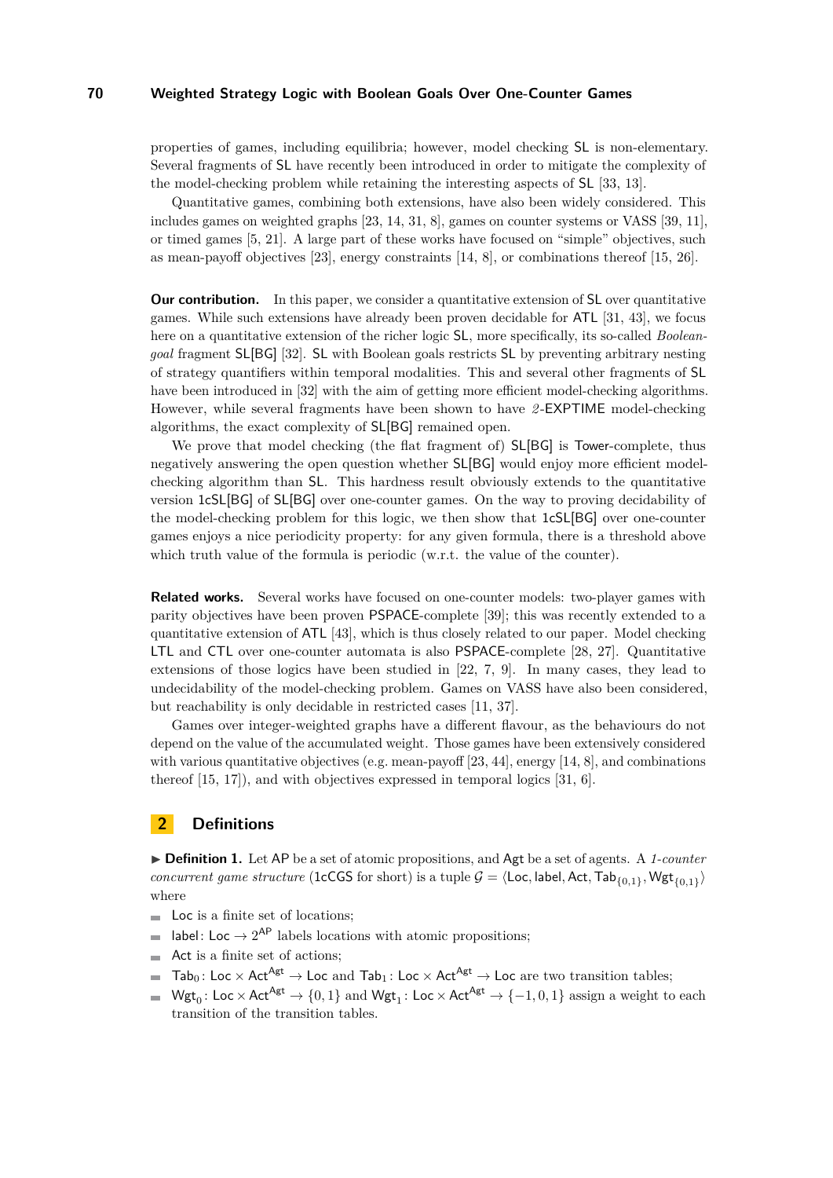properties of games, including equilibria; however, model checking SL is non-elementary. Several fragments of SL have recently been introduced in order to mitigate the complexity of the model-checking problem while retaining the interesting aspects of SL [33, 13].

Quantitative games, combining both extensions, have also been widely considered. This includes games on weighted graphs [23, 14, 31, 8], games on counter systems or VASS [39, 11], or timed games [5, 21]. A large part of these works have focused on "simple" objectives, such as mean-payoff objectives [23], energy constraints [14, 8], or combinations thereof [15, 26].

**Our contribution.** In this paper, we consider a quantitative extension of SL over quantitative games. While such extensions have already been proven decidable for ATL [31, 43], we focus here on a quantitative extension of the richer logic SL, more specifically, its so-called *Boolean-goal* fragment SL[BG] [32]. SL with Boolean goals restricts SL by preventing arbitrary nesting of strategy quantifiers within temporal modalities. This and several other fragments of SL have been introduced in [32] with the aim of getting more efficient model-checking algorithms. However, while several fragments have been shown to have *2*-EXPTIME model-checking algorithms, the exact complexity of SL[BG] remained open.

We prove that model checking (the flat fragment of) SL[BG] is Tower-complete, thus negatively answering the open question whether SL[BG] would enjoy more efficient model-checking algorithm than SL. This hardness result obviously extends to the quantitative version 1cSL[BG] of SL[BG] over one-counter games. On the way to proving decidability of the model-checking problem for this logic, we then show that 1cSL[BG] over one-counter games enjoys a nice periodicity property: for any given formula, there is a threshold above which truth value of the formula is periodic (w.r.t. the value of the counter).

**Related works.** Several works have focused on one-counter models: two-player games with parity objectives have been proven PSPACE-complete [39]; this was recently extended to a quantitative extension of ATL [43], which is thus closely related to our paper. Model checking LTL and CTL over one-counter automata is also PSPACE-complete [28, 27]. Quantitative extensions of those logics have been studied in [22, 7, 9]. In many cases, they lead to undecidability of the model-checking problem. Games on VASS have also been considered, but reachability is only decidable in restricted cases [11, 37].

Games over integer-weighted graphs have a different flavour, as the behaviours do not depend on the value of the accumulated weight. Those games have been extensively considered with various quantitative objectives (e.g. mean-payoff [23, 44], energy [14, 8], and combinations thereof [15, 17]), and with objectives expressed in temporal logics [31, 6].

## 2 Definitions

▶ **Definition 1.** Let AP be a set of atomic propositions, and Agt be a set of agents. A *1-counter concurrent game structure* (1cCGS for short) is a tuple $\mathcal{G} = \langle \mathsf{Loc}, \mathsf{label}, \mathsf{Act}, \mathsf{Tab}_{\{0,1\}}, \mathsf{Wgt}_{\{0,1\}} \rangle$ where

- Loc is a finite set of locations;
- $\mathsf{label} \colon \mathsf{Loc} \to 2^{\mathsf{AP}}$ labels locations with atomic propositions;
- Act is a finite set of actions;
- $\mathsf{Tab}_0 \colon \mathsf{Loc} \times \mathsf{Act}^{\mathsf{Agt}} \to \mathsf{Loc}$ and $\mathsf{Tab}_1 \colon \mathsf{Loc} \times \mathsf{Act}^{\mathsf{Agt}} \to \mathsf{Loc}$ are two transition tables;
- $\mathsf{Wgt}_0 \colon \mathsf{Loc} \times \mathsf{Act}^{\mathsf{Agt}} \to \{0,1\}$ and $\mathsf{Wgt}_1 \colon \mathsf{Loc} \times \mathsf{Act}^{\mathsf{Agt}} \to \{-1,0,1\}$ assign a weight to each transition of the transition tables.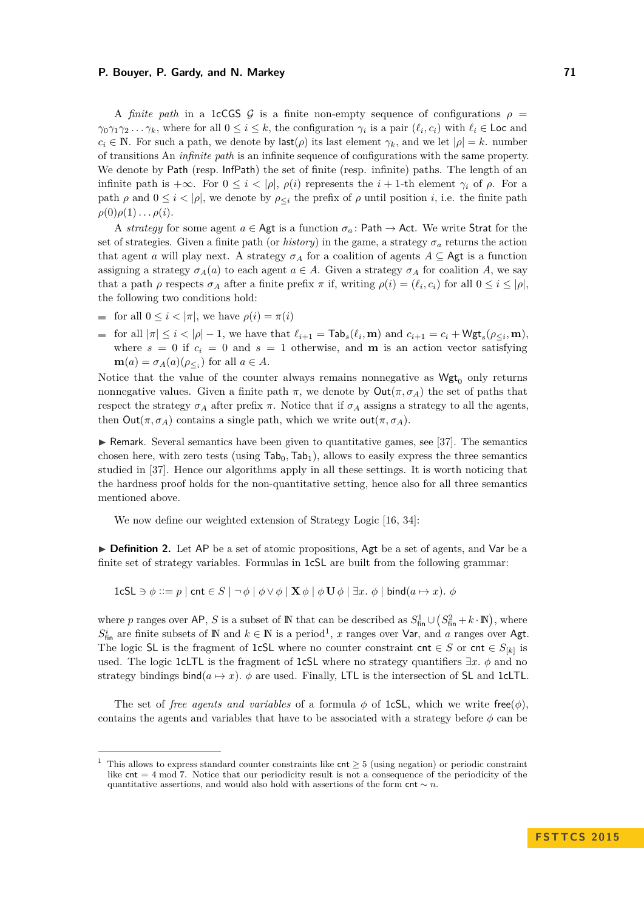A *finite path* in a 1cCGS $\mathcal{G}$ is a finite non-empty sequence of configurations $\rho = \gamma_0\gamma_1\gamma_2\ldots\gamma_k$, where for all $0 \leq i \leq k$, the configuration $\gamma_i$ is a pair $(\ell_i, c_i)$ with $\ell_i \in \mathsf{Loc}$ and $c_i \in \mathbb{N}$. For such a path, we denote by $\mathsf{last}(\rho)$ its last element $\gamma_k$, and we let $|\rho| = k$. number of transitions An *infinite path* is an infinite sequence of configurations with the same property. We denote by $\mathsf{Path}$ (resp. $\mathsf{InfPath}$) the set of finite (resp. infinite) paths. The length of an infinite path is $+\infty$. For $0 \leq i < |\rho|$, $\rho(i)$ represents the $i+1$-th element $\gamma_i$ of $\rho$. For a path $\rho$ and $0 \leq i < |\rho|$, we denote by $\rho_{\leq i}$ the prefix of $\rho$ until position $i$, i.e. the finite path $\rho(0)\rho(1)\ldots\rho(i)$.

A *strategy* for some agent $a \in \mathsf{Agt}$ is a function $\sigma_a \colon \mathsf{Path} \to \mathsf{Act}$. We write $\mathsf{Strat}$ for the set of strategies. Given a finite path (or *history*) in the game, a strategy $\sigma_a$ returns the action that agent $a$ will play next. A strategy $\sigma_A$ for a coalition of agents $A \subseteq \mathsf{Agt}$ is a function assigning a strategy $\sigma_A(a)$ to each agent $a \in A$. Given a strategy $\sigma_A$ for coalition $A$, we say that a path $\rho$ respects $\sigma_A$ after a finite prefix $\pi$ if, writing $\rho(i) = (\ell_i, c_i)$ for all $0 \leq i \leq |\rho|$, the following two conditions hold:

- for all $0 \leq i < |\pi|$, we have $\rho(i) = \pi(i)$
- for all $|\pi| \leq i < |\rho| - 1$, we have that $\ell_{i+1} = \mathsf{Tab}_s(\ell_i, \mathbf{m})$ and $c_{i+1} = c_i + \mathsf{Wgt}_s(\rho_{\leq i}, \mathbf{m})$, where $s = 0$ if $c_i = 0$ and $s = 1$ otherwise, and $\mathbf{m}$ is an action vector satisfying $\mathbf{m}(a) = \sigma_A(a)(\rho_{\leq i})$ for all $a \in A$.

Notice that the value of the counter always remains nonnegative as $\mathsf{Wgt}_0$ only returns nonnegative values. Given a finite path $\pi$, we denote by $\mathsf{Out}(\pi, \sigma_A)$ the set of paths that respect the strategy $\sigma_A$ after prefix $\pi$. Notice that if $\sigma_A$ assigns a strategy to all the agents, then $\mathsf{Out}(\pi, \sigma_A)$ contains a single path, which we write $\mathsf{out}(\pi, \sigma_A)$.

▶ **Remark.** Several semantics have been given to quantitative games, see [37]. The semantics chosen here, with zero tests (using $\mathsf{Tab}_0, \mathsf{Tab}_1$), allows to easily express the three semantics studied in [37]. Hence our algorithms apply in all these settings. It is worth noticing that the hardness proof holds for the non-quantitative setting, hence also for all three semantics mentioned above.

We now define our weighted extension of Strategy Logic [16, 34]:

▶ **Definition 2.** Let $\mathsf{AP}$ be a set of atomic propositions, $\mathsf{Agt}$ be a set of agents, and $\mathsf{Var}$ be a finite set of strategy variables. Formulas in 1cSL are built from the following grammar:

$$\mathsf{1cSL} \ni \phi ::= p \mid \mathsf{cnt} \in S \mid \neg\,\phi \mid \phi \vee \phi \mid \mathbf{X}\,\phi \mid \phi\,\mathbf{U}\,\phi \mid \exists x.\ \phi \mid \mathsf{bind}(a \mapsto x).\ \phi$$

where $p$ ranges over $\mathsf{AP}$, $S$ is a subset of $\mathbb{N}$ that can be described as $S^1_{\mathsf{fin}} \cup \left(S^2_{\mathsf{fin}} + k \cdot \mathbb{N}\right)$, where $S^i_{\mathsf{fin}}$ are finite subsets of $\mathbb{N}$ and $k \in \mathbb{N}$ is a period[1], $x$ ranges over $\mathsf{Var}$, and $a$ ranges over $\mathsf{Agt}$. The logic SL is the fragment of 1cSL where no counter constraint $\mathsf{cnt} \in S$ or $\mathsf{cnt} \in S_{[k]}$ is used. The logic 1cLTL is the fragment of 1cSL where no strategy quantifiers $\exists x.\ \phi$ and no strategy bindings $\mathsf{bind}(a \mapsto x).\ \phi$ are used. Finally, LTL is the intersection of SL and 1cLTL.

The set of *free agents and variables* of a formula $\phi$ of 1cSL, which we write $\mathsf{free}(\phi)$, contains the agents and variables that have to be associated with a strategy before $\phi$ can be

[1] This allows to express standard counter constraints like $\mathsf{cnt} \geq 5$ (using negation) or periodic constraint like $\mathsf{cnt} = 4 \bmod 7$. Notice that our periodicity result is not a consequence of the periodicity of the quantitative assertions, and would also hold with assertions of the form $\mathsf{cnt} \sim n$.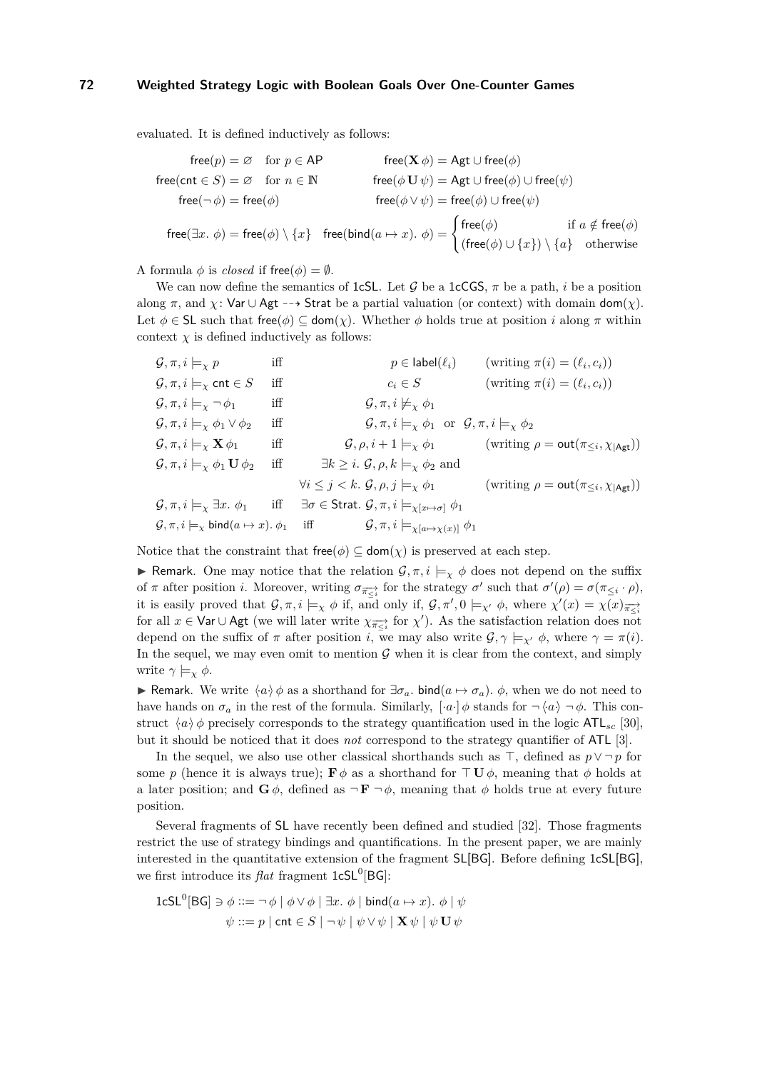evaluated. It is defined inductively as follows:

$$
\begin{aligned}
&\mathsf{free}(p) = \varnothing \quad \text{for } p \in \mathsf{AP} && \mathsf{free}(\mathbf{X}\,\phi) = \mathsf{Agt} \cup \mathsf{free}(\phi) \\
&\mathsf{free}(\mathsf{cnt} \in S) = \varnothing \quad \text{for } n \in \mathbb{N} && \mathsf{free}(\phi\,\mathbf{U}\,\psi) = \mathsf{Agt} \cup \mathsf{free}(\phi) \cup \mathsf{free}(\psi) \\
&\mathsf{free}(\neg\,\phi) = \mathsf{free}(\phi) && \mathsf{free}(\phi \vee \psi) = \mathsf{free}(\phi) \cup \mathsf{free}(\psi) \\
&\mathsf{free}(\exists x.\ \phi) = \mathsf{free}(\phi) \setminus \{x\} \quad && \mathsf{free}(\mathsf{bind}(a \mapsto x).\ \phi) = \begin{cases} \mathsf{free}(\phi) & \text{if } a \notin \mathsf{free}(\phi) \\ (\mathsf{free}(\phi) \cup \{x\}) \setminus \{a\} & \text{otherwise} \end{cases}
\end{aligned}
$$

A formula $\phi$ is *closed* if $\mathsf{free}(\phi) = \emptyset$.

We can now define the semantics of 1cSL. Let $\mathcal{G}$ be a 1cCGS, $\pi$ be a path, $i$ be a position along $\pi$, and $\chi\colon \mathsf{Var} \cup \mathsf{Agt} \dashrightarrow \mathsf{Strat}$ be a partial valuation (or context) with domain $\mathsf{dom}(\chi)$. Let $\phi \in \mathsf{SL}$ such that $\mathsf{free}(\phi) \subseteq \mathsf{dom}(\chi)$. Whether $\phi$ holds true at position $i$ along $\pi$ within context $\chi$ is defined inductively as follows:

$$
\begin{aligned}
&\mathcal{G}, \pi, i \models_\chi p && \text{iff} && p \in \mathsf{label}(\ell_i) && (\text{writing } \pi(i) = (\ell_i, c_i)) \\
&\mathcal{G}, \pi, i \models_\chi \mathsf{cnt} \in S && \text{iff} && c_i \in S && (\text{writing } \pi(i) = (\ell_i, c_i)) \\
&\mathcal{G}, \pi, i \models_\chi \neg\,\phi_1 && \text{iff} && \mathcal{G}, \pi, i \not\models_\chi \phi_1 && \\
&\mathcal{G}, \pi, i \models_\chi \phi_1 \vee \phi_2 && \text{iff} && \mathcal{G}, \pi, i \models_\chi \phi_1 \text{ or } \mathcal{G}, \pi, i \models_\chi \phi_2 && \\
&\mathcal{G}, \pi, i \models_\chi \mathbf{X}\,\phi_1 && \text{iff} && \mathcal{G}, \rho, i+1 \models_\chi \phi_1 && (\text{writing } \rho = \mathsf{out}(\pi_{\leq i}, \chi_{|\mathsf{Agt}})) \\
&\mathcal{G}, \pi, i \models_\chi \phi_1\,\mathbf{U}\,\phi_2 && \text{iff} && \exists k \geq i.\ \mathcal{G}, \rho, k \models_\chi \phi_2 \text{ and} && \\
& && && \forall i \leq j < k.\ \mathcal{G}, \rho, j \models_\chi \phi_1 && (\text{writing } \rho = \mathsf{out}(\pi_{\leq i}, \chi_{|\mathsf{Agt}})) \\
&\mathcal{G}, \pi, i \models_\chi \exists x.\ \phi_1 && \text{iff} && \exists \sigma \in \mathsf{Strat}.\ \mathcal{G}, \pi, i \models_{\chi[x \mapsto \sigma]} \phi_1 && \\
&\mathcal{G}, \pi, i \models_\chi \mathsf{bind}(a \mapsto x).\ \phi_1 && \text{iff} && \mathcal{G}, \pi, i \models_{\chi[a \mapsto \chi(x)]} \phi_1 &&
\end{aligned}
$$

Notice that the constraint that $\mathsf{free}(\phi) \subseteq \mathsf{dom}(\chi)$ is preserved at each step.

▶ Remark. One may notice that the relation $\mathcal{G}, \pi, i \models_\chi \phi$ does not depend on the suffix of $\pi$ after position $i$. Moreover, writing $\sigma_{\overrightarrow{\pi_{\leq i}}}$ for the strategy $\sigma'$ such that $\sigma'(\rho) = \sigma(\pi_{\leq i} \cdot \rho)$, it is easily proved that $\mathcal{G}, \pi, i \models_\chi \phi$ if, and only if, $\mathcal{G}, \pi', 0 \models_{\chi'} \phi$, where $\chi'(x) = \chi(x)_{\overrightarrow{\pi_{\leq i}}}$ for all $x \in \mathsf{Var} \cup \mathsf{Agt}$ (we will later write $\chi_{\overrightarrow{\pi_{\leq i}}}$ for $\chi'$). As the satisfaction relation does not depend on the suffix of $\pi$ after position $i$, we may also write $\mathcal{G}, \gamma \models_{\chi'} \phi$, where $\gamma = \pi(i)$. In the sequel, we may even omit to mention $\mathcal{G}$ when it is clear from the context, and simply write $\gamma \models_\chi \phi$.

▶ Remark. We write $\langle a \rangle\,\phi$ as a shorthand for $\exists \sigma_a.\ \mathsf{bind}(a \mapsto \sigma_a).\ \phi$, when we do not need to have hands on $\sigma_a$ in the rest of the formula. Similarly, $[\cdot a \cdot]\,\phi$ stands for $\neg \langle a \rangle \neg\,\phi$. This construct $\langle a \rangle\,\phi$ precisely corresponds to the strategy quantification used in the logic $\mathsf{ATL}_{sc}$ [30], but it should be noticed that it does *not* correspond to the strategy quantifier of ATL [3].

In the sequel, we also use other classical shorthands such as $\top$, defined as $p \vee \neg\,p$ for some $p$ (hence it is always true); $\mathbf{F}\,\phi$ as a shorthand for $\top\,\mathbf{U}\,\phi$, meaning that $\phi$ holds at a later position; and $\mathbf{G}\,\phi$, defined as $\neg\,\mathbf{F}\,\neg\,\phi$, meaning that $\phi$ holds true at every future position.

Several fragments of SL have recently been defined and studied [32]. Those fragments restrict the use of strategy bindings and quantifications. In the present paper, we are mainly interested in the quantitative extension of the fragment SL[BG]. Before defining 1cSL[BG], we first introduce its *flat* fragment $\mathsf{1cSL}^0[\mathsf{BG}]$:

$$
\begin{aligned}
\mathsf{1cSL}^0[\mathsf{BG}] \ni \phi &::= \neg\,\phi \mid \phi \vee \phi \mid \exists x.\ \phi \mid \mathsf{bind}(a \mapsto x).\ \phi \mid \psi \\
\psi &::= p \mid \mathsf{cnt} \in S \mid \neg\,\psi \mid \psi \vee \psi \mid \mathbf{X}\,\psi \mid \psi\,\mathbf{U}\,\psi
\end{aligned}
$$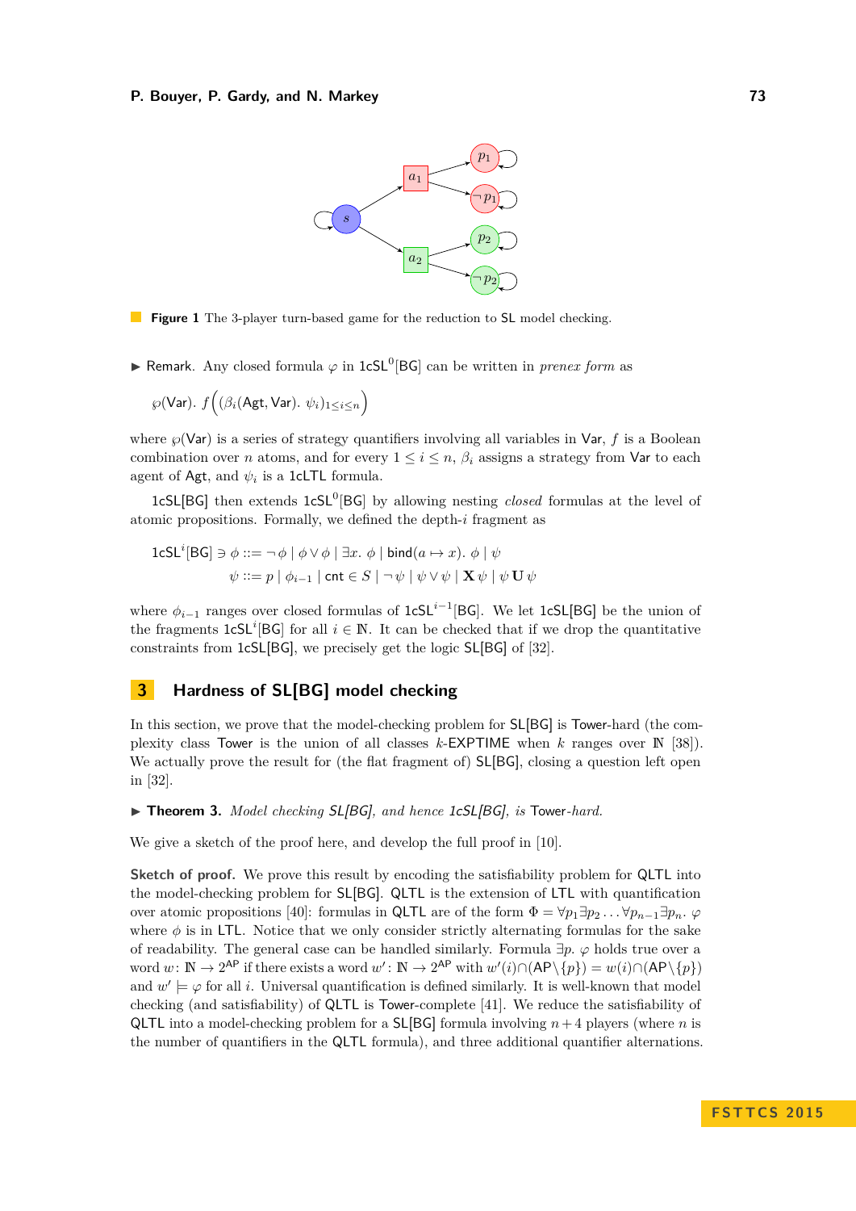**Figure 1** The 3-player turn-based game for the reduction to SL model checking.

▶ **Remark.** Any closed formula $\varphi$ in $\mathsf{1cSL}^0[\mathsf{BG}]$ can be written in *prenex form* as

$$\wp(\mathsf{Var}).\ f\Big((\beta_i(\mathsf{Agt},\mathsf{Var}).\ \psi_i)_{1\le i\le n}\Big)$$

where $\wp(\mathsf{Var})$ is a series of strategy quantifiers involving all variables in $\mathsf{Var}$, $f$ is a Boolean combination over $n$ atoms, and for every $1 \le i \le n$, $\beta_i$ assigns a strategy from $\mathsf{Var}$ to each agent of $\mathsf{Agt}$, and $\psi_i$ is a $\mathsf{1cLTL}$ formula.

$\mathsf{1cSL}[\mathsf{BG}]$ then extends $\mathsf{1cSL}^0[\mathsf{BG}]$ by allowing nesting *closed* formulas at the level of atomic propositions. Formally, we defined the depth-$i$ fragment as

$$\mathsf{1cSL}^i[\mathsf{BG}] \ni \phi ::= \neg\,\phi \mid \phi \vee \phi \mid \exists x.\ \phi \mid \mathsf{bind}(a \mapsto x).\ \phi \mid \psi$$
$$\psi ::= p \mid \phi_{i-1} \mid \mathsf{cnt} \in S \mid \neg\,\psi \mid \psi \vee \psi \mid \mathbf{X}\,\psi \mid \psi\,\mathbf{U}\,\psi$$

where $\phi_{i-1}$ ranges over closed formulas of $\mathsf{1cSL}^{i-1}[\mathsf{BG}]$. We let $\mathsf{1cSL}[\mathsf{BG}]$ be the union of the fragments $\mathsf{1cSL}^i[\mathsf{BG}]$ for all $i \in \mathbb{N}$. It can be checked that if we drop the quantitative constraints from $\mathsf{1cSL}[\mathsf{BG}]$, we precisely get the logic $\mathsf{SL}[\mathsf{BG}]$ of [32].

## 3 Hardness of SL[BG] model checking

In this section, we prove that the model-checking problem for SL[BG] is Tower-hard (the complexity class Tower is the union of all classes $k$-EXPTIME when $k$ ranges over $\mathbb{N}$ [38]). We actually prove the result for (the flat fragment of) SL[BG], closing a question left open in [32].

▶ **Theorem 3.** *Model checking SL[BG], and hence 1cSL[BG], is* Tower*-hard.*

We give a sketch of the proof here, and develop the full proof in [10].

**Sketch of proof.** We prove this result by encoding the satisfiability problem for QLTL into the model-checking problem for SL[BG]. QLTL is the extension of LTL with quantification over atomic propositions [40]: formulas in QLTL are of the form $\Phi = \forall p_1 \exists p_2 \ldots \forall p_{n-1} \exists p_n.\ \varphi$ where $\phi$ is in LTL. Notice that we only consider strictly alternating formulas for the sake of readability. The general case can be handled similarly. Formula $\exists p.\ \varphi$ holds true over a word $w\colon \mathbb{N} \to 2^{\mathsf{AP}}$ if there exists a word $w'\colon \mathbb{N} \to 2^{\mathsf{AP}}$ with $w'(i) \cap (\mathsf{AP}\setminus\{p\}) = w(i) \cap (\mathsf{AP}\setminus\{p\})$ and $w' \models \varphi$ for all $i$. Universal quantification is defined similarly. It is well-known that model checking (and satisfiability) of QLTL is Tower-complete [41]. We reduce the satisfiability of QLTL into a model-checking problem for a SL[BG] formula involving $n+4$ players (where $n$ is the number of quantifiers in the QLTL formula), and three additional quantifier alternations.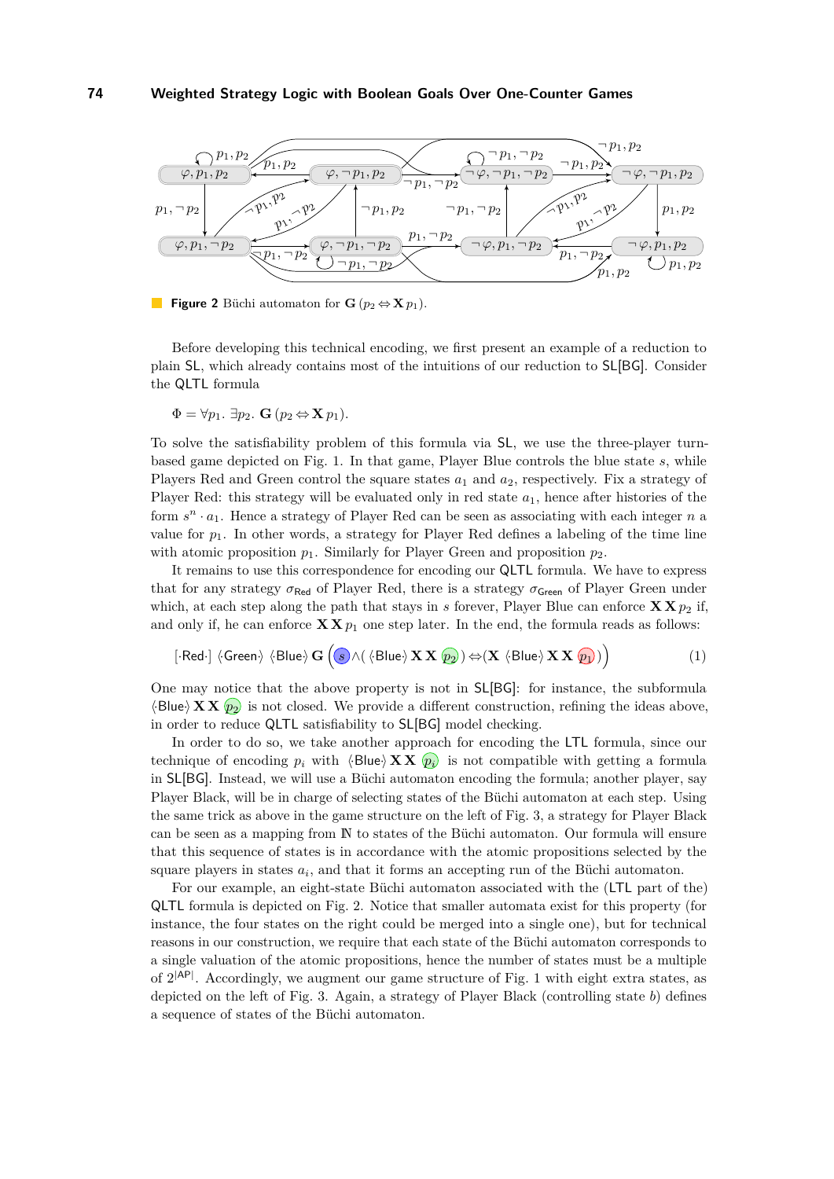**Figure 2** Büchi automaton for $\mathbf{G}\,(p_2 \Leftrightarrow \mathbf{X}\,p_1)$.

Before developing this technical encoding, we first present an example of a reduction to plain SL, which already contains most of the intuitions of our reduction to SL[BG]. Consider the QLTL formula

$$\Phi = \forall p_1.\ \exists p_2.\ \mathbf{G}\,(p_2 \Leftrightarrow \mathbf{X}\,p_1).$$

To solve the satisfiability problem of this formula via SL, we use the three-player turn-based game depicted on Fig. 1. In that game, Player Blue controls the blue state $s$, while Players Red and Green control the square states $a_1$ and $a_2$, respectively. Fix a strategy of Player Red: this strategy will be evaluated only in red state $a_1$, hence after histories of the form $s^n \cdot a_1$. Hence a strategy of Player Red can be seen as associating with each integer $n$ a value for $p_1$. In other words, a strategy for Player Red defines a labeling of the time line with atomic proposition $p_1$. Similarly for Player Green and proposition $p_2$.

It remains to use this correspondence for encoding our QLTL formula. We have to express that for any strategy $\sigma_{\mathsf{Red}}$ of Player Red, there is a strategy $\sigma_{\mathsf{Green}}$ of Player Green under which, at each step along the path that stays in $s$ forever, Player Blue can enforce $\mathbf{X}\,\mathbf{X}\,p_2$ if, and only if, he can enforce $\mathbf{X}\,\mathbf{X}\,p_1$ one step later. In the end, the formula reads as follows:

$$[\cdot\mathsf{Red}\cdot]\ \langle\mathsf{Green}\rangle\ \langle\mathsf{Blue}\rangle\ \mathbf{G}\left(s \wedge (\langle\mathsf{Blue}\rangle\,\mathbf{X}\,\mathbf{X}\,p_2) \Leftrightarrow (\mathbf{X}\ \langle\mathsf{Blue}\rangle\,\mathbf{X}\,\mathbf{X}\,p_1)\right) \tag{1}$$

One may notice that the above property is not in SL[BG]: for instance, the subformula $\langle\mathsf{Blue}\rangle\,\mathbf{X}\,\mathbf{X}\,p_2$ is not closed. We provide a different construction, refining the ideas above, in order to reduce QLTL satisfiability to SL[BG] model checking.

In order to do so, we take another approach for encoding the LTL formula, since our technique of encoding $p_i$ with $\langle\mathsf{Blue}\rangle\,\mathbf{X}\,\mathbf{X}\,p_i$ is not compatible with getting a formula in SL[BG]. Instead, we will use a Büchi automaton encoding the formula; another player, say Player Black, will be in charge of selecting states of the Büchi automaton at each step. Using the same trick as above in the game structure on the left of Fig. 3, a strategy for Player Black can be seen as a mapping from $\mathbb{N}$ to states of the Büchi automaton. Our formula will ensure that this sequence of states is in accordance with the atomic propositions selected by the square players in states $a_i$, and that it forms an accepting run of the Büchi automaton.

For our example, an eight-state Büchi automaton associated with the (LTL part of the) QLTL formula is depicted on Fig. 2. Notice that smaller automata exist for this property (for instance, the four states on the right could be merged into a single one), but for technical reasons in our construction, we require that each state of the Büchi automaton corresponds to a single valuation of the atomic propositions, hence the number of states must be a multiple of $2^{|\mathsf{AP}|}$. Accordingly, we augment our game structure of Fig. 1 with eight extra states, as depicted on the left of Fig. 3. Again, a strategy of Player Black (controlling state $b$) defines a sequence of states of the Büchi automaton.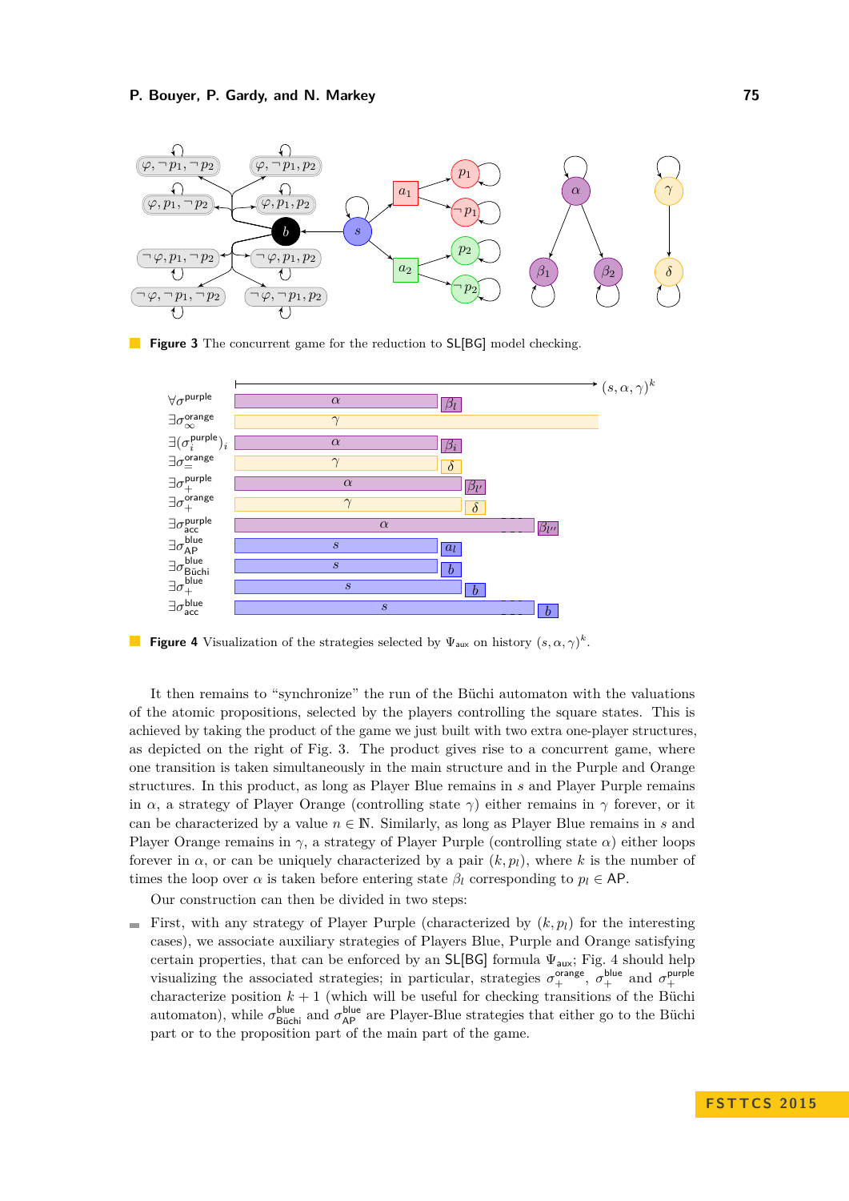**Figure 3** The concurrent game for the reduction to SL[BG] model checking.

**Figure 4** Visualization of the strategies selected by $\Psi_{\mathsf{aux}}$ on history $(s,\alpha,\gamma)^k$.

It then remains to "synchronize" the run of the Büchi automaton with the valuations of the atomic propositions, selected by the players controlling the square states. This is achieved by taking the product of the game we just built with two extra one-player structures, as depicted on the right of Fig. 3. The product gives rise to a concurrent game, where one transition is taken simultaneously in the main structure and in the Purple and Orange structures. In this product, as long as Player Blue remains in $s$ and Player Purple remains in $\alpha$, a strategy of Player Orange (controlling state $\gamma$) either remains in $\gamma$ forever, or it can be characterized by a value $n \in \mathbb{N}$. Similarly, as long as Player Blue remains in $s$ and Player Orange remains in $\gamma$, a strategy of Player Purple (controlling state $\alpha$) either loops forever in $\alpha$, or can be uniquely characterized by a pair $(k, p_l)$, where $k$ is the number of times the loop over $\alpha$ is taken before entering state $\beta_l$ corresponding to $p_l \in \mathsf{AP}$.

Our construction can then be divided in two steps:

- First, with any strategy of Player Purple (characterized by $(k, p_l)$ for the interesting cases), we associate auxiliary strategies of Players Blue, Purple and Orange satisfying certain properties, that can be enforced by an SL[BG] formula $\Psi_{\mathsf{aux}}$; Fig. 4 should help visualizing the associated strategies; in particular, strategies $\sigma_+^{\mathsf{orange}}$, $\sigma_+^{\mathsf{blue}}$ and $\sigma_+^{\mathsf{purple}}$ characterize position $k+1$ (which will be useful for checking transitions of the Büchi automaton), while $\sigma_{\mathsf{Büchi}}^{\mathsf{blue}}$ and $\sigma_{\mathsf{AP}}^{\mathsf{blue}}$ are Player-Blue strategies that either go to the Büchi part or to the proposition part of the main part of the game.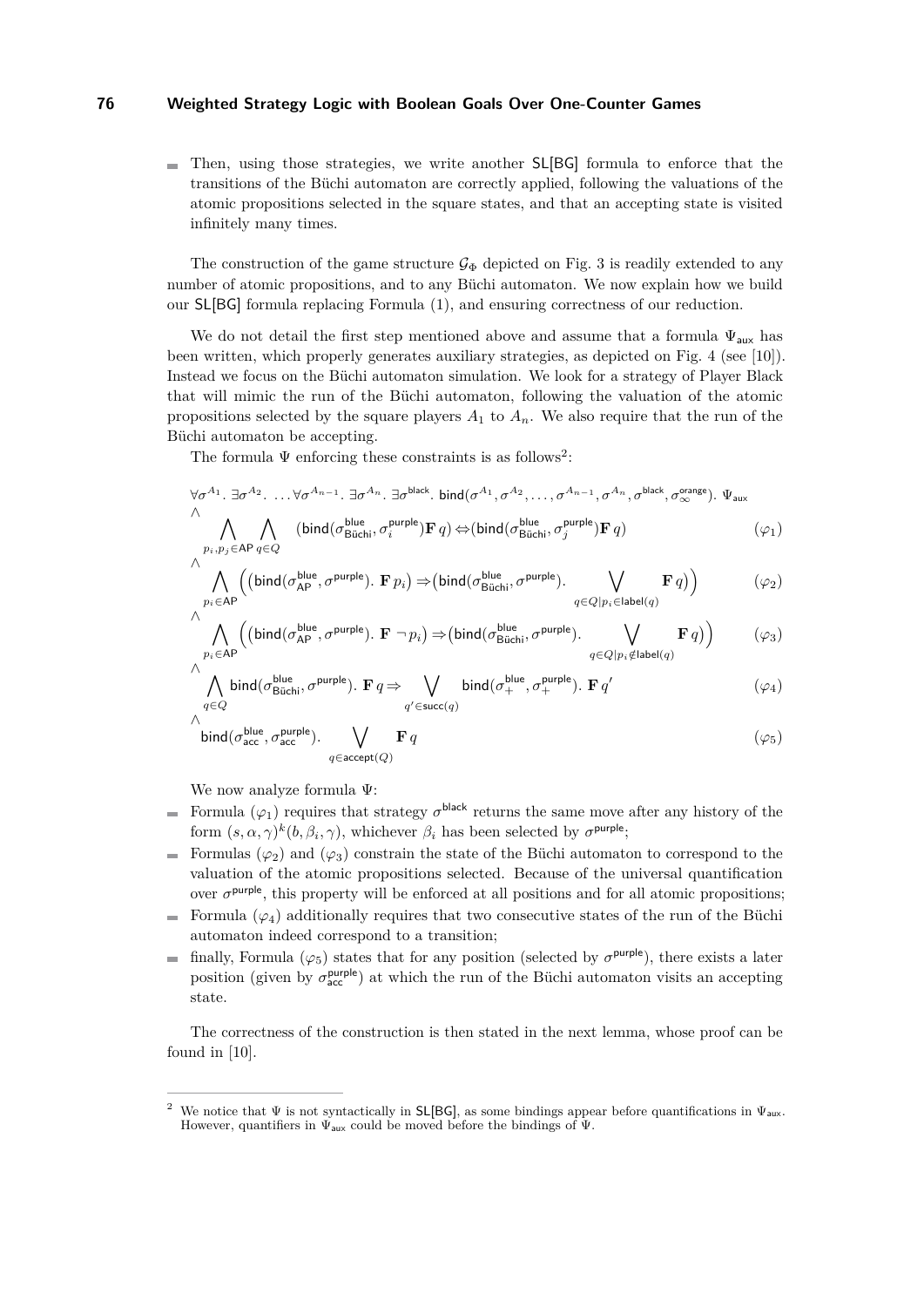- Then, using those strategies, we write another SL[BG] formula to enforce that the transitions of the Büchi automaton are correctly applied, following the valuations of the atomic propositions selected in the square states, and that an accepting state is visited infinitely many times.

The construction of the game structure $\mathcal{G}_\Phi$ depicted on Fig. 3 is readily extended to any number of atomic propositions, and to any Büchi automaton. We now explain how we build our SL[BG] formula replacing Formula (1), and ensuring correctness of our reduction.

We do not detail the first step mentioned above and assume that a formula $\Psi_{\mathsf{aux}}$ has been written, which properly generates auxiliary strategies, as depicted on Fig. 4 (see [10]). Instead we focus on the Büchi automaton simulation. We look for a strategy of Player Black that will mimic the run of the Büchi automaton, following the valuation of the atomic propositions selected by the square players $A_1$ to $A_n$. We also require that the run of the Büchi automaton be accepting.

The formula $\Psi$ enforcing these constraints is as follows[2]:

$$\forall \sigma^{A_1}.\ \exists \sigma^{A_2}.\ \ldots \forall \sigma^{A_{n-1}}.\ \exists \sigma^{A_n}.\ \exists \sigma^{\mathsf{black}}.\ \mathsf{bind}(\sigma^{A_1}, \sigma^{A_2}, \ldots, \sigma^{A_{n-1}}, \sigma^{A_n}, \sigma^{\mathsf{black}}, \sigma^{\mathsf{orange}}_{\infty}).\ \Psi_{\mathsf{aux}}$$

$$\wedge \bigwedge_{p_i, p_j \in \mathsf{AP}} \bigwedge_{q \in Q} \quad (\mathsf{bind}(\sigma^{\mathsf{blue}}_{\mathsf{Büchi}}, \sigma^{\mathsf{purple}}_i) \mathbf{F}\, q) \Leftrightarrow (\mathsf{bind}(\sigma^{\mathsf{blue}}_{\mathsf{Büchi}}, \sigma^{\mathsf{purple}}_j) \mathbf{F}\, q) \qquad (\varphi_1)$$

$$\wedge \bigwedge_{p_i \in \mathsf{AP}} \Big( \big(\mathsf{bind}(\sigma^{\mathsf{blue}}_{\mathsf{AP}}, \sigma^{\mathsf{purple}}).\ \mathbf{F}\, p_i\big) \Rightarrow \big(\mathsf{bind}(\sigma^{\mathsf{blue}}_{\mathsf{Büchi}}, \sigma^{\mathsf{purple}}).\ \bigvee_{q \in Q \mid p_i \in \mathsf{label}(q)} \mathbf{F}\, q\big)\Big) \qquad (\varphi_2)$$

$$\wedge \bigwedge_{p_i \in \mathsf{AP}} \Big( \big(\mathsf{bind}(\sigma^{\mathsf{blue}}_{\mathsf{AP}}, \sigma^{\mathsf{purple}}).\ \mathbf{F}\, \neg p_i\big) \Rightarrow \big(\mathsf{bind}(\sigma^{\mathsf{blue}}_{\mathsf{Büchi}}, \sigma^{\mathsf{purple}}).\ \bigvee_{q \in Q \mid p_i \notin \mathsf{label}(q)} \mathbf{F}\, q\big)\Big) \qquad (\varphi_3)$$

$$\wedge \bigwedge_{q \in Q} \mathsf{bind}(\sigma^{\mathsf{blue}}_{\mathsf{Büchi}}, \sigma^{\mathsf{purple}}).\ \mathbf{F}\, q \Rightarrow \bigvee_{q' \in \mathsf{succ}(q)} \mathsf{bind}(\sigma^{\mathsf{blue}}_{+}, \sigma^{\mathsf{purple}}_{+}).\ \mathbf{F}\, q' \qquad (\varphi_4)$$

$$\wedge\ \mathsf{bind}(\sigma^{\mathsf{blue}}_{\mathsf{acc}}, \sigma^{\mathsf{purple}}_{\mathsf{acc}}).\ \bigvee_{q \in \mathsf{accept}(Q)} \mathbf{F}\, q \qquad (\varphi_5)$$

We now analyze formula $\Psi$:

- Formula ($\varphi_1$) requires that strategy $\sigma^{\mathsf{black}}$ returns the same move after any history of the form $(s, \alpha, \gamma)^k (b, \beta_i, \gamma)$, whichever $\beta_i$ has been selected by $\sigma^{\mathsf{purple}}$;
- Formulas ($\varphi_2$) and ($\varphi_3$) constrain the state of the Büchi automaton to correspond to the valuation of the atomic propositions selected. Because of the universal quantification over $\sigma^{\mathsf{purple}}$, this property will be enforced at all positions and for all atomic propositions;
- Formula ($\varphi_4$) additionally requires that two consecutive states of the run of the Büchi automaton indeed correspond to a transition;
- finally, Formula ($\varphi_5$) states that for any position (selected by $\sigma^{\mathsf{purple}}$), there exists a later position (given by $\sigma^{\mathsf{purple}}_{\mathsf{acc}}$) at which the run of the Büchi automaton visits an accepting state.

The correctness of the construction is then stated in the next lemma, whose proof can be found in [10].

---

[2] We notice that $\Psi$ is not syntactically in SL[BG], as some bindings appear before quantifications in $\Psi_{\mathsf{aux}}$. However, quantifiers in $\Psi_{\mathsf{aux}}$ could be moved before the bindings of $\Psi$.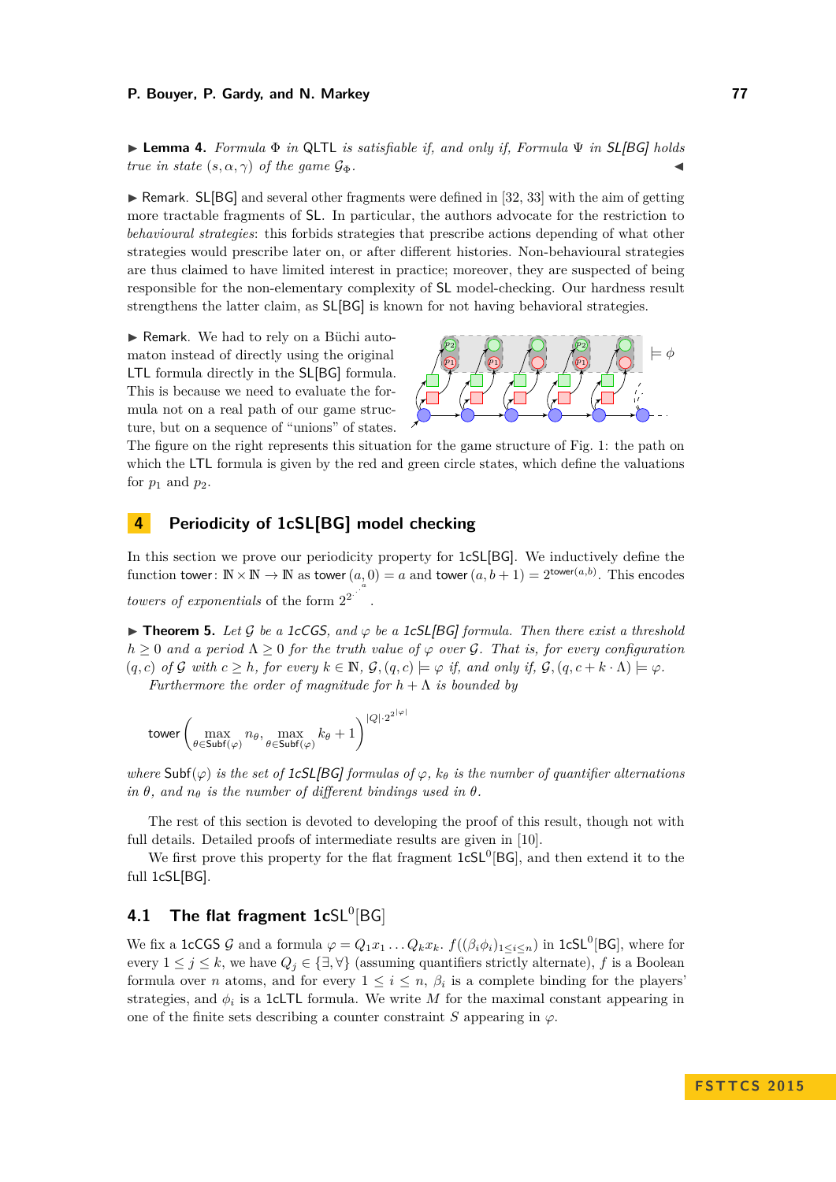▶ **Lemma 4.** *Formula $\Phi$ in* QLTL *is satisfiable if, and only if, Formula $\Psi$ in SL[BG] holds true in state $(s, \alpha, \gamma)$ of the game $\mathcal{G}_\Phi$.* ◀

▶ Remark. SL[BG] and several other fragments were defined in [32, 33] with the aim of getting more tractable fragments of SL. In particular, the authors advocate for the restriction to *behavioural strategies*: this forbids strategies that prescribe actions depending of what other strategies would prescribe later on, or after different histories. Non-behavioural strategies are thus claimed to have limited interest in practice; moreover, they are suspected of being responsible for the non-elementary complexity of SL model-checking. Our hardness result strengthens the latter claim, as SL[BG] is known for not having behavioral strategies.

▶ Remark. We had to rely on a Büchi automaton instead of directly using the original LTL formula directly in the SL[BG] formula. This is because we need to evaluate the formula not on a real path of our game structure, but on a sequence of "unions" of states. The figure on the right represents this situation for the game structure of Fig. 1: the path on which the LTL formula is given by the red and green circle states, which define the valuations for $p_1$ and $p_2$.

## 4 Periodicity of 1cSL[BG] model checking

In this section we prove our periodicity property for 1cSL[BG]. We inductively define the function tower: $\mathbb{N} \times \mathbb{N} \to \mathbb{N}$ as tower $(a, 0) = a$ and tower $(a, b+1) = 2^{\text{tower}(a,b)}$. This encodes *towers of exponentials* of the form $2^{2^{\cdot^{\cdot^{\cdot^{a}}}}}$.

▶ **Theorem 5.** *Let $\mathcal{G}$ be a 1cCGS, and $\varphi$ be a 1cSL[BG] formula. Then there exist a threshold $h \geq 0$ and a period $\Lambda \geq 0$ for the truth value of $\varphi$ over $\mathcal{G}$. That is, for every configuration $(q, c)$ of $\mathcal{G}$ with $c \geq h$, for every $k \in \mathbb{N}$, $\mathcal{G}, (q, c) \models \varphi$ if, and only if, $\mathcal{G}, (q, c + k \cdot \Lambda) \models \varphi$.*

*Furthermore the order of magnitude for $h + \Lambda$ is bounded by*

$$\text{tower}\left(\max_{\theta \in \text{Subf}(\varphi)} n_\theta, \max_{\theta \in \text{Subf}(\varphi)} k_\theta + 1\right)^{|Q| \cdot 2^{2^{|\varphi|}}}$$

*where* Subf$(\varphi)$ *is the set of 1cSL[BG] formulas of $\varphi$, $k_\theta$ is the number of quantifier alternations in $\theta$, and $n_\theta$ is the number of different bindings used in $\theta$.*

The rest of this section is devoted to developing the proof of this result, though not with full details. Detailed proofs of intermediate results are given in [10].

We first prove this property for the flat fragment 1cSL$^0$[BG], and then extend it to the full 1cSL[BG].

### 4.1 The flat fragment 1cSL$^0$[BG]

We fix a 1cCGS $\mathcal{G}$ and a formula $\varphi = Q_1 x_1 \ldots Q_k x_k.\ f((\beta_i \phi_i)_{1 \leq i \leq n})$ in 1cSL$^0$[BG], where for every $1 \leq j \leq k$, we have $Q_j \in \{\exists, \forall\}$ (assuming quantifiers strictly alternate), $f$ is a Boolean formula over $n$ atoms, and for every $1 \leq i \leq n$, $\beta_i$ is a complete binding for the players' strategies, and $\phi_i$ is a 1cLTL formula. We write $M$ for the maximal constant appearing in one of the finite sets describing a counter constraint $S$ appearing in $\varphi$.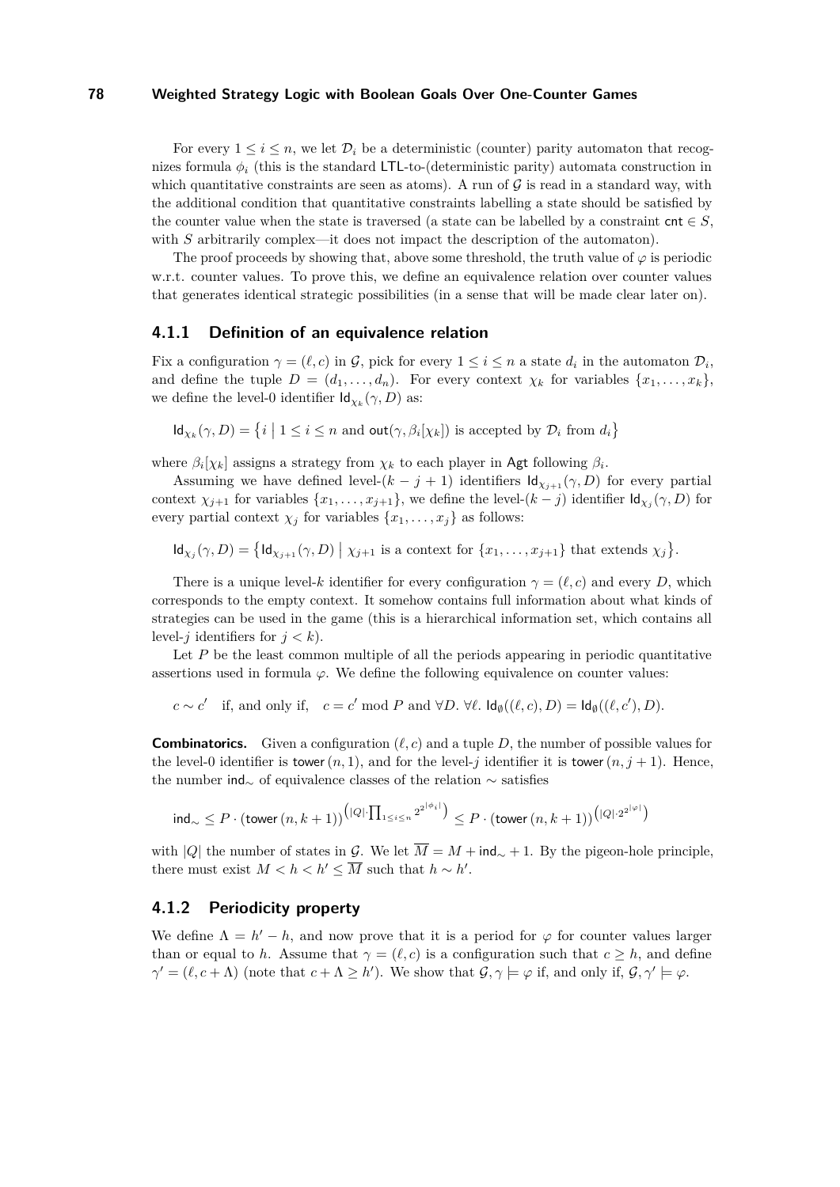For every $1 \leq i \leq n$, we let $\mathcal{D}_i$ be a deterministic (counter) parity automaton that recognizes formula $\phi_i$ (this is the standard LTL-to-(deterministic parity) automata construction in which quantitative constraints are seen as atoms). A run of $\mathcal{G}$ is read in a standard way, with the additional condition that quantitative constraints labelling a state should be satisfied by the counter value when the state is traversed (a state can be labelled by a constraint $\mathsf{cnt} \in S$, with $S$ arbitrarily complex—it does not impact the description of the automaton).

The proof proceeds by showing that, above some threshold, the truth value of $\varphi$ is periodic w.r.t. counter values. To prove this, we define an equivalence relation over counter values that generates identical strategic possibilities (in a sense that will be made clear later on).

### 4.1.1 Definition of an equivalence relation

Fix a configuration $\gamma = (\ell, c)$ in $\mathcal{G}$, pick for every $1 \leq i \leq n$ a state $d_i$ in the automaton $\mathcal{D}_i$, and define the tuple $D = (d_1, \ldots, d_n)$. For every context $\chi_k$ for variables $\{x_1, \ldots, x_k\}$, we define the level-0 identifier $\mathsf{Id}_{\chi_k}(\gamma, D)$ as:

$$\mathsf{Id}_{\chi_k}(\gamma, D) = \{ i \mid 1 \leq i \leq n \text{ and } \mathsf{out}(\gamma, \beta_i[\chi_k]) \text{ is accepted by } \mathcal{D}_i \text{ from } d_i \}$$

where $\beta_i[\chi_k]$ assigns a strategy from $\chi_k$ to each player in $\mathsf{Agt}$ following $\beta_i$.

Assuming we have defined level-$(k - j + 1)$ identifiers $\mathsf{Id}_{\chi_{j+1}}(\gamma, D)$ for every partial context $\chi_{j+1}$ for variables $\{x_1, \ldots, x_{j+1}\}$, we define the level-$(k - j)$ identifier $\mathsf{Id}_{\chi_j}(\gamma, D)$ for every partial context $\chi_j$ for variables $\{x_1, \ldots, x_j\}$ as follows:

$$\mathsf{Id}_{\chi_j}(\gamma, D) = \{ \mathsf{Id}_{\chi_{j+1}}(\gamma, D) \mid \chi_{j+1} \text{ is a context for } \{x_1, \ldots, x_{j+1}\} \text{ that extends } \chi_j \}.$$

There is a unique level-$k$ identifier for every configuration $\gamma = (\ell, c)$ and every $D$, which corresponds to the empty context. It somehow contains full information about what kinds of strategies can be used in the game (this is a hierarchical information set, which contains all level-$j$ identifiers for $j < k$).

Let $P$ be the least common multiple of all the periods appearing in periodic quantitative assertions used in formula $\varphi$. We define the following equivalence on counter values:

$$c \sim c' \quad \text{if, and only if,} \quad c = c' \bmod P \text{ and } \forall D.\ \forall \ell.\ \mathsf{Id}_\emptyset((\ell, c), D) = \mathsf{Id}_\emptyset((\ell, c'), D).$$

**Combinatorics.** Given a configuration $(\ell, c)$ and a tuple $D$, the number of possible values for the level-0 identifier is $\mathsf{tower}\,(n, 1)$, and for the level-$j$ identifier it is $\mathsf{tower}\,(n, j + 1)$. Hence, the number $\mathsf{ind}_\sim$ of equivalence classes of the relation $\sim$ satisfies

$$\mathsf{ind}_\sim \leq P \cdot (\mathsf{tower}\,(n, k + 1))^{\left(|Q| \cdot \prod_{1 \leq i \leq n} 2^{2^{|\phi_i|}}\right)} \leq P \cdot (\mathsf{tower}\,(n, k + 1))^{\left(|Q| \cdot 2^{2^{|\varphi|}}\right)}$$

with $|Q|$ the number of states in $\mathcal{G}$. We let $\overline{M} = M + \mathsf{ind}_\sim + 1$. By the pigeon-hole principle, there must exist $M < h < h' \leq \overline{M}$ such that $h \sim h'$.

### 4.1.2 Periodicity property

We define $\Lambda = h' - h$, and now prove that it is a period for $\varphi$ for counter values larger than or equal to $h$. Assume that $\gamma = (\ell, c)$ is a configuration such that $c \geq h$, and define $\gamma' = (\ell, c + \Lambda)$ (note that $c + \Lambda \geq h'$). We show that $\mathcal{G}, \gamma \models \varphi$ if, and only if, $\mathcal{G}, \gamma' \models \varphi$.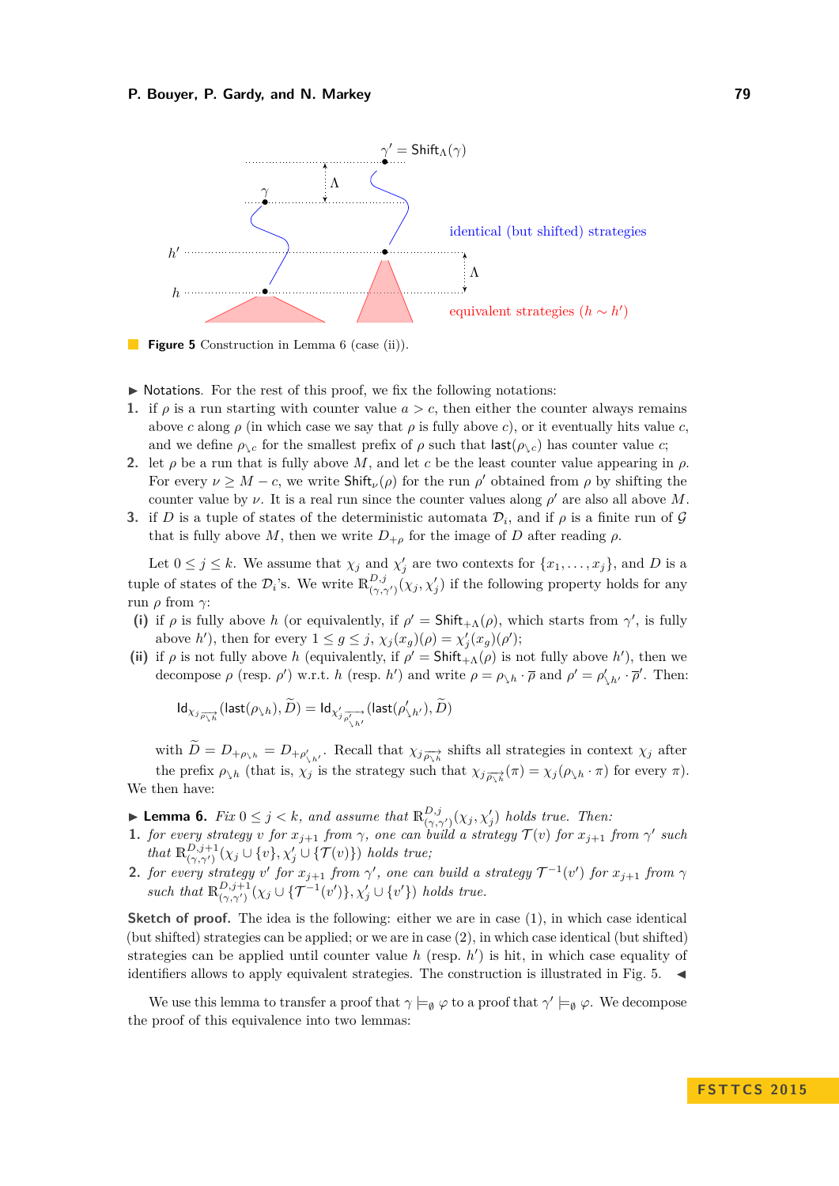**Figure 5** Construction in Lemma 6 (case (ii)).

▶ Notations. For the rest of this proof, we fix the following notations:

1. if $\rho$ is a run starting with counter value $a > c$, then either the counter always remains above $c$ along $\rho$ (in which case we say that $\rho$ is fully above $c$), or it eventually hits value $c$, and we define $\rho_{\searrow c}$ for the smallest prefix of $\rho$ such that $\mathsf{last}(\rho_{\searrow c})$ has counter value $c$;
2. let $\rho$ be a run that is fully above $M$, and let $c$ be the least counter value appearing in $\rho$. For every $\nu \geq M - c$, we write $\mathsf{Shift}_\nu(\rho)$ for the run $\rho'$ obtained from $\rho$ by shifting the counter value by $\nu$. It is a real run since the counter values along $\rho'$ are also all above $M$.
3. if $D$ is a tuple of states of the deterministic automata $\mathcal{D}_i$, and if $\rho$ is a finite run of $\mathcal{G}$ that is fully above $M$, then we write $D_{+\rho}$ for the image of $D$ after reading $\rho$.

Let $0 \leq j \leq k$. We assume that $\chi_j$ and $\chi'_j$ are two contexts for $\{x_1, \ldots, x_j\}$, and $D$ is a tuple of states of the $\mathcal{D}_i$'s. We write $\mathbb{R}^{D,j}_{(\gamma,\gamma')}(\chi_j, \chi'_j)$ if the following property holds for any run $\rho$ from $\gamma$:

**(i)** if $\rho$ is fully above $h$ (or equivalently, if $\rho' = \mathsf{Shift}_{+\Lambda}(\rho)$, which starts from $\gamma'$, is fully above $h'$), then for every $1 \leq g \leq j$, $\chi_j(x_g)(\rho) = \chi'_j(x_g)(\rho')$;

**(ii)** if $\rho$ is not fully above $h$ (equivalently, if $\rho' = \mathsf{Shift}_{+\Lambda}(\rho)$ is not fully above $h'$), then we decompose $\rho$ (resp. $\rho'$) w.r.t. $h$ (resp. $h'$) and write $\rho = \rho_{\searrow h} \cdot \overline{\rho}$ and $\rho' = \rho'_{\searrow h'} \cdot \overline{\rho}'$. Then:

$$\mathsf{Id}_{\chi_j \overrightarrow{\rho_{\searrow h}}}(\mathsf{last}(\rho_{\searrow h}), \widetilde{D}) = \mathsf{Id}_{\chi'_j \overrightarrow{\rho'_{\searrow h'}}}(\mathsf{last}(\rho'_{\searrow h'}), \widetilde{D})$$

with $\widetilde{D} = D_{+\rho_{\searrow h}} = D_{+\rho'_{\searrow h'}}$. Recall that $\chi_j \overrightarrow{\rho_{\searrow h}}$ shifts all strategies in context $\chi_j$ after the prefix $\rho_{\searrow h}$ (that is, $\chi_j$ is the strategy such that $\chi_j \overrightarrow{\rho_{\searrow h}}(\pi) = \chi_j(\rho_{\searrow h} \cdot \pi)$ for every $\pi$).

We then have:

▶ **Lemma 6.** *Fix $0 \leq j < k$, and assume that $\mathbb{R}^{D,j}_{(\gamma,\gamma')}(\chi_j, \chi'_j)$ holds true. Then:*

1. *for every strategy $v$ for $x_{j+1}$ from $\gamma$, one can build a strategy $\mathcal{T}(v)$ for $x_{j+1}$ from $\gamma'$ such that $\mathbb{R}^{D,j+1}_{(\gamma,\gamma')}(\chi_j \cup \{v\}, \chi'_j \cup \{\mathcal{T}(v)\})$ holds true;*
2. *for every strategy $v'$ for $x_{j+1}$ from $\gamma'$, one can build a strategy $\mathcal{T}^{-1}(v')$ for $x_{j+1}$ from $\gamma$ such that $\mathbb{R}^{D,j+1}_{(\gamma,\gamma')}(\chi_j \cup \{\mathcal{T}^{-1}(v')\}, \chi'_j \cup \{v'\})$ holds true.*

**Sketch of proof.** The idea is the following: either we are in case (1), in which case identical (but shifted) strategies can be applied; or we are in case (2), in which case identical (but shifted) strategies can be applied until counter value $h$ (resp. $h'$) is hit, in which case equality of identifiers allows to apply equivalent strategies. The construction is illustrated in Fig. 5. ◀

We use this lemma to transfer a proof that $\gamma \models_\emptyset \varphi$ to a proof that $\gamma' \models_\emptyset \varphi$. We decompose the proof of this equivalence into two lemmas: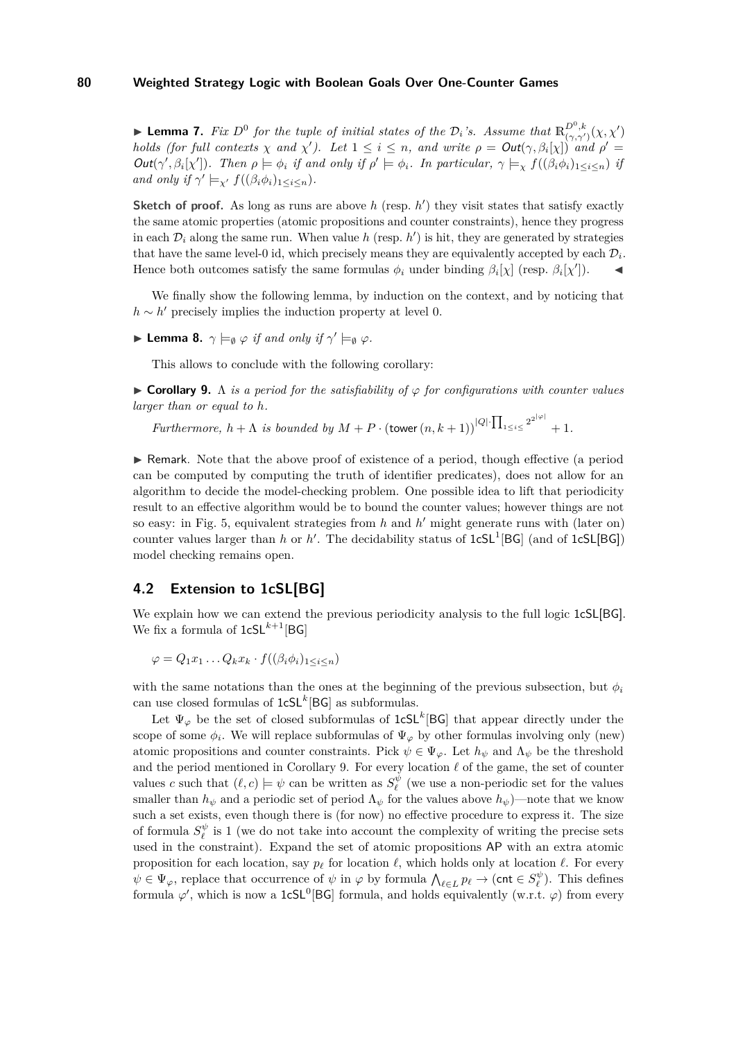▶ **Lemma 7.** *Fix $D^0$ for the tuple of initial states of the $\mathcal{D}_i$'s. Assume that $\mathbb{R}^{D^0,k}_{(\gamma,\gamma')}(\chi,\chi')$ holds (for full contexts $\chi$ and $\chi'$). Let $1 \le i \le n$, and write $\rho = \mathsf{Out}(\gamma, \beta_i[\chi])$ and $\rho' = \mathsf{Out}(\gamma', \beta_i[\chi'])$. Then $\rho \models \phi_i$ if and only if $\rho' \models \phi_i$. In particular, $\gamma \models_\chi f((\beta_i\phi_i)_{1\le i\le n})$ if and only if $\gamma' \models_{\chi'} f((\beta_i\phi_i)_{1\le i\le n})$.*

**Sketch of proof.** As long as runs are above $h$ (resp. $h'$) they visit states that satisfy exactly the same atomic properties (atomic propositions and counter constraints), hence they progress in each $\mathcal{D}_i$ along the same run. When value $h$ (resp. $h'$) is hit, they are generated by strategies that have the same level-0 id, which precisely means they are equivalently accepted by each $\mathcal{D}_i$. Hence both outcomes satisfy the same formulas $\phi_i$ under binding $\beta_i[\chi]$ (resp. $\beta_i[\chi']$). ◀

We finally show the following lemma, by induction on the context, and by noticing that $h \sim h'$ precisely implies the induction property at level 0.

▶ **Lemma 8.** *$\gamma \models_\emptyset \varphi$ if and only if $\gamma' \models_\emptyset \varphi$.*

This allows to conclude with the following corollary:

▶ **Corollary 9.** *$\Lambda$ is a period for the satisfiability of $\varphi$ for configurations with counter values larger than or equal to $h$.*

*Furthermore, $h + \Lambda$ is bounded by $M + P \cdot (\mathsf{tower}\,(n, k+1))^{|Q|\cdot\prod_{1\le i\le} 2^{2^{|\varphi|}}} + 1$.*

▶ Remark. Note that the above proof of existence of a period, though effective (a period can be computed by computing the truth of identifier predicates), does not allow for an algorithm to decide the model-checking problem. One possible idea to lift that periodicity result to an effective algorithm would be to bound the counter values; however things are not so easy: in Fig. 5, equivalent strategies from $h$ and $h'$ might generate runs with (later on) counter values larger than $h$ or $h'$. The decidability status of $\mathsf{1cSL}^1[\mathsf{BG}]$ (and of $\mathsf{1cSL}[\mathsf{BG}]$) model checking remains open.

## 4.2 Extension to 1cSL[BG]

We explain how we can extend the previous periodicity analysis to the full logic $\mathsf{1cSL}[\mathsf{BG}]$. We fix a formula of $\mathsf{1cSL}^{k+1}[\mathsf{BG}]$

$$\varphi = Q_1x_1 \ldots Q_kx_k \cdot f((\beta_i\phi_i)_{1\le i\le n})$$

with the same notations than the ones at the beginning of the previous subsection, but $\phi_i$ can use closed formulas of $\mathsf{1cSL}^k[\mathsf{BG}]$ as subformulas.

Let $\Psi_\varphi$ be the set of closed subformulas of $\mathsf{1cSL}^k[\mathsf{BG}]$ that appear directly under the scope of some $\phi_i$. We will replace subformulas of $\Psi_\varphi$ by other formulas involving only (new) atomic propositions and counter constraints. Pick $\psi \in \Psi_\varphi$. Let $h_\psi$ and $\Lambda_\psi$ be the threshold and the period mentioned in Corollary 9. For every location $\ell$ of the game, the set of counter values $c$ such that $(\ell, c) \models \psi$ can be written as $S^\psi_\ell$ (we use a non-periodic set for the values smaller than $h_\psi$ and a periodic set of period $\Lambda_\psi$ for the values above $h_\psi$)—note that we know such a set exists, even though there is (for now) no effective procedure to express it. The size of formula $S^\psi_\ell$ is 1 (we do not take into account the complexity of writing the precise sets used in the constraint). Expand the set of atomic propositions $\mathsf{AP}$ with an extra atomic proposition for each location, say $p_\ell$ for location $\ell$, which holds only at location $\ell$. For every $\psi \in \Psi_\varphi$, replace that occurrence of $\psi$ in $\varphi$ by formula $\bigwedge_{\ell\in L} p_\ell \to (\mathsf{cnt} \in S^\psi_\ell)$. This defines formula $\varphi'$, which is now a $\mathsf{1cSL}^0[\mathsf{BG}]$ formula, and holds equivalently (w.r.t. $\varphi$) from every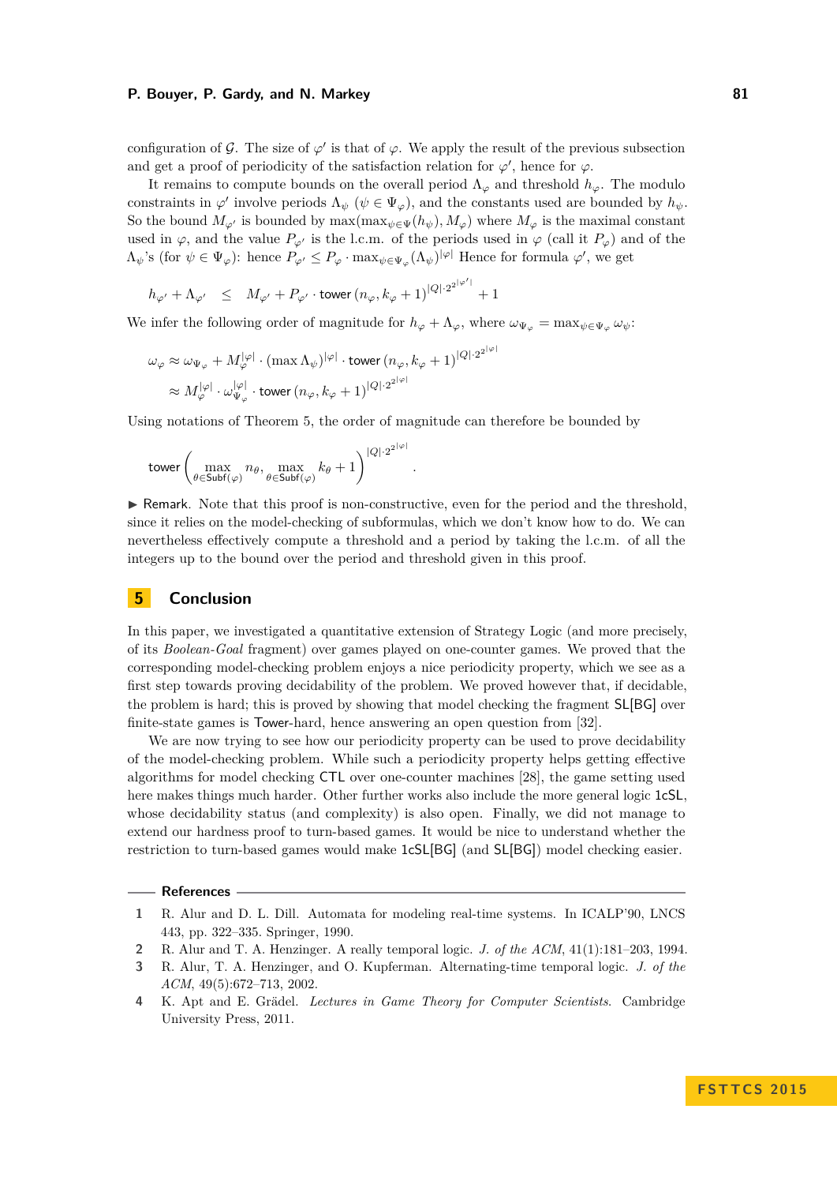configuration of $\mathcal{G}$. The size of $\varphi'$ is that of $\varphi$. We apply the result of the previous subsection and get a proof of periodicity of the satisfaction relation for $\varphi'$, hence for $\varphi$.

It remains to compute bounds on the overall period $\Lambda_\varphi$ and threshold $h_\varphi$. The modulo constraints in $\varphi'$ involve periods $\Lambda_\psi$ ($\psi \in \Psi_\varphi$), and the constants used are bounded by $h_\psi$. So the bound $M_{\varphi'}$ is bounded by $\max(\max_{\psi\in\Psi}(h_\psi), M_\varphi)$ where $M_\varphi$ is the maximal constant used in $\varphi$, and the value $P_{\varphi'}$ is the l.c.m. of the periods used in $\varphi$ (call it $P_\varphi$) and of the $\Lambda_\psi$'s (for $\psi \in \Psi_\varphi$): hence $P_{\varphi'} \leq P_\varphi \cdot \max_{\psi\in\Psi_\varphi}(\Lambda_\psi)^{|\varphi|}$ Hence for formula $\varphi'$, we get

$$h_{\varphi'} + \Lambda_{\varphi'} \quad \leq \quad M_{\varphi'} + P_{\varphi'} \cdot \mathsf{tower}\,(n_\varphi, k_\varphi + 1)^{|Q|\cdot 2^{2^{|\varphi'|}}} + 1$$

We infer the following order of magnitude for $h_\varphi + \Lambda_\varphi$, where $\omega_{\Psi_\varphi} = \max_{\psi\in\Psi_\varphi} \omega_\psi$:

$$\begin{aligned}
\omega_\varphi &\approx \omega_{\Psi_\varphi} + M_\varphi^{|\varphi|} \cdot (\max \Lambda_\psi)^{|\varphi|} \cdot \mathsf{tower}\,(n_\varphi, k_\varphi + 1)^{|Q|\cdot 2^{2^{|\varphi|}}} \\
&\approx M_\varphi^{|\varphi|} \cdot \omega_{\Psi_\varphi}^{|\varphi|} \cdot \mathsf{tower}\,(n_\varphi, k_\varphi + 1)^{|Q|\cdot 2^{2^{|\varphi|}}}
\end{aligned}$$

Using notations of Theorem 5, the order of magnitude can therefore be bounded by

$$\mathsf{tower}\left(\max_{\theta\in\mathsf{Subf}(\varphi)} n_\theta,\ \max_{\theta\in\mathsf{Subf}(\varphi)} k_\theta + 1\right)^{|Q|\cdot 2^{2^{|\varphi|}}}.$$

▶ Remark. Note that this proof is non-constructive, even for the period and the threshold, since it relies on the model-checking of subformulas, which we don't know how to do. We can nevertheless effectively compute a threshold and a period by taking the l.c.m. of all the integers up to the bound over the period and threshold given in this proof.

# 5 Conclusion

In this paper, we investigated a quantitative extension of Strategy Logic (and more precisely, of its *Boolean-Goal* fragment) over games played on one-counter games. We proved that the corresponding model-checking problem enjoys a nice periodicity property, which we see as a first step towards proving decidability of the problem. We proved however that, if decidable, the problem is hard; this is proved by showing that model checking the fragment SL[BG] over finite-state games is Tower-hard, hence answering an open question from [32].

We are now trying to see how our periodicity property can be used to prove decidability of the model-checking problem. While such a periodicity property helps getting effective algorithms for model checking CTL over one-counter machines [28], the game setting used here makes things much harder. Other further works also include the more general logic 1cSL, whose decidability status (and complexity) is also open. Finally, we did not manage to extend our hardness proof to turn-based games. It would be nice to understand whether the restriction to turn-based games would make 1cSL[BG] (and SL[BG]) model checking easier.

## References

1. R. Alur and D. L. Dill. Automata for modeling real-time systems. In ICALP'90, LNCS 443, pp. 322–335. Springer, 1990.
2. R. Alur and T. A. Henzinger. A really temporal logic. *J. of the ACM*, 41(1):181–203, 1994.
3. R. Alur, T. A. Henzinger, and O. Kupferman. Alternating-time temporal logic. *J. of the ACM*, 49(5):672–713, 2002.
4. K. Apt and E. Grädel. *Lectures in Game Theory for Computer Scientists*. Cambridge University Press, 2011.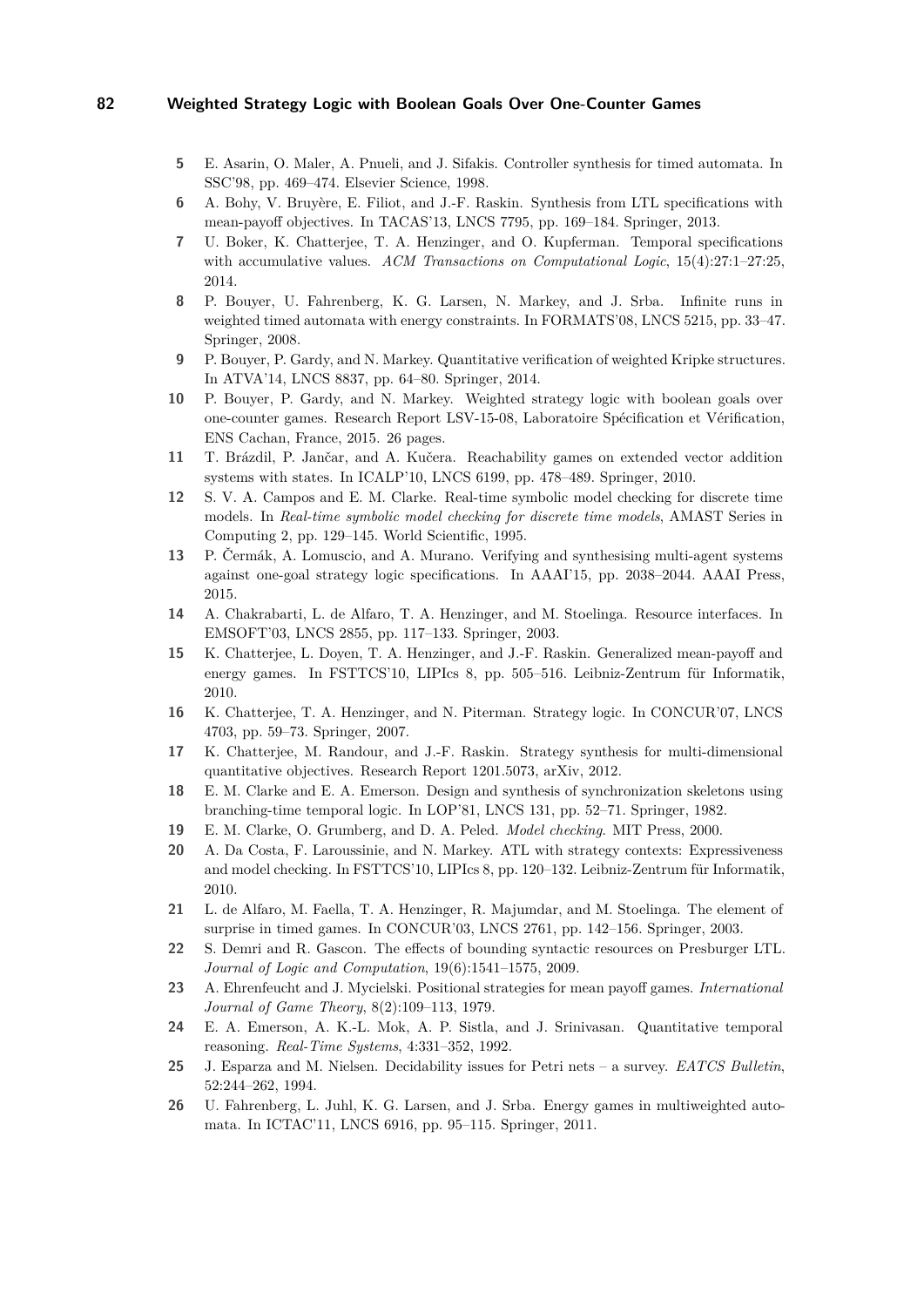5 E. Asarin, O. Maler, A. Pnueli, and J. Sifakis. Controller synthesis for timed automata. In SSC'98, pp. 469–474. Elsevier Science, 1998.

6 A. Bohy, V. Bruyère, E. Filiot, and J.-F. Raskin. Synthesis from LTL specifications with mean-payoff objectives. In TACAS'13, LNCS 7795, pp. 169–184. Springer, 2013.

7 U. Boker, K. Chatterjee, T. A. Henzinger, and O. Kupferman. Temporal specifications with accumulative values. *ACM Transactions on Computational Logic*, 15(4):27:1–27:25, 2014.

8 P. Bouyer, U. Fahrenberg, K. G. Larsen, N. Markey, and J. Srba. Infinite runs in weighted timed automata with energy constraints. In FORMATS'08, LNCS 5215, pp. 33–47. Springer, 2008.

9 P. Bouyer, P. Gardy, and N. Markey. Quantitative verification of weighted Kripke structures. In ATVA'14, LNCS 8837, pp. 64–80. Springer, 2014.

10 P. Bouyer, P. Gardy, and N. Markey. Weighted strategy logic with boolean goals over one-counter games. Research Report LSV-15-08, Laboratoire Spécification et Vérification, ENS Cachan, France, 2015. 26 pages.

11 T. Brázdil, P. Jančar, and A. Kučera. Reachability games on extended vector addition systems with states. In ICALP'10, LNCS 6199, pp. 478–489. Springer, 2010.

12 S. V. A. Campos and E. M. Clarke. Real-time symbolic model checking for discrete time models. In *Real-time symbolic model checking for discrete time models*, AMAST Series in Computing 2, pp. 129–145. World Scientific, 1995.

13 P. Čermák, A. Lomuscio, and A. Murano. Verifying and synthesising multi-agent systems against one-goal strategy logic specifications. In AAAI'15, pp. 2038–2044. AAAI Press, 2015.

14 A. Chakrabarti, L. de Alfaro, T. A. Henzinger, and M. Stoelinga. Resource interfaces. In EMSOFT'03, LNCS 2855, pp. 117–133. Springer, 2003.

15 K. Chatterjee, L. Doyen, T. A. Henzinger, and J.-F. Raskin. Generalized mean-payoff and energy games. In FSTTCS'10, LIPIcs 8, pp. 505–516. Leibniz-Zentrum für Informatik, 2010.

16 K. Chatterjee, T. A. Henzinger, and N. Piterman. Strategy logic. In CONCUR'07, LNCS 4703, pp. 59–73. Springer, 2007.

17 K. Chatterjee, M. Randour, and J.-F. Raskin. Strategy synthesis for multi-dimensional quantitative objectives. Research Report 1201.5073, arXiv, 2012.

18 E. M. Clarke and E. A. Emerson. Design and synthesis of synchronization skeletons using branching-time temporal logic. In LOP'81, LNCS 131, pp. 52–71. Springer, 1982.

19 E. M. Clarke, O. Grumberg, and D. A. Peled. *Model checking*. MIT Press, 2000.

20 A. Da Costa, F. Laroussinie, and N. Markey. ATL with strategy contexts: Expressiveness and model checking. In FSTTCS'10, LIPIcs 8, pp. 120–132. Leibniz-Zentrum für Informatik, 2010.

21 L. de Alfaro, M. Faella, T. A. Henzinger, R. Majumdar, and M. Stoelinga. The element of surprise in timed games. In CONCUR'03, LNCS 2761, pp. 142–156. Springer, 2003.

22 S. Demri and R. Gascon. The effects of bounding syntactic resources on Presburger LTL. *Journal of Logic and Computation*, 19(6):1541–1575, 2009.

23 A. Ehrenfeucht and J. Mycielski. Positional strategies for mean payoff games. *International Journal of Game Theory*, 8(2):109–113, 1979.

24 E. A. Emerson, A. K.-L. Mok, A. P. Sistla, and J. Srinivasan. Quantitative temporal reasoning. *Real-Time Systems*, 4:331–352, 1992.

25 J. Esparza and M. Nielsen. Decidability issues for Petri nets – a survey. *EATCS Bulletin*, 52:244–262, 1994.

26 U. Fahrenberg, L. Juhl, K. G. Larsen, and J. Srba. Energy games in multiweighted automata. In ICTAC'11, LNCS 6916, pp. 95–115. Springer, 2011.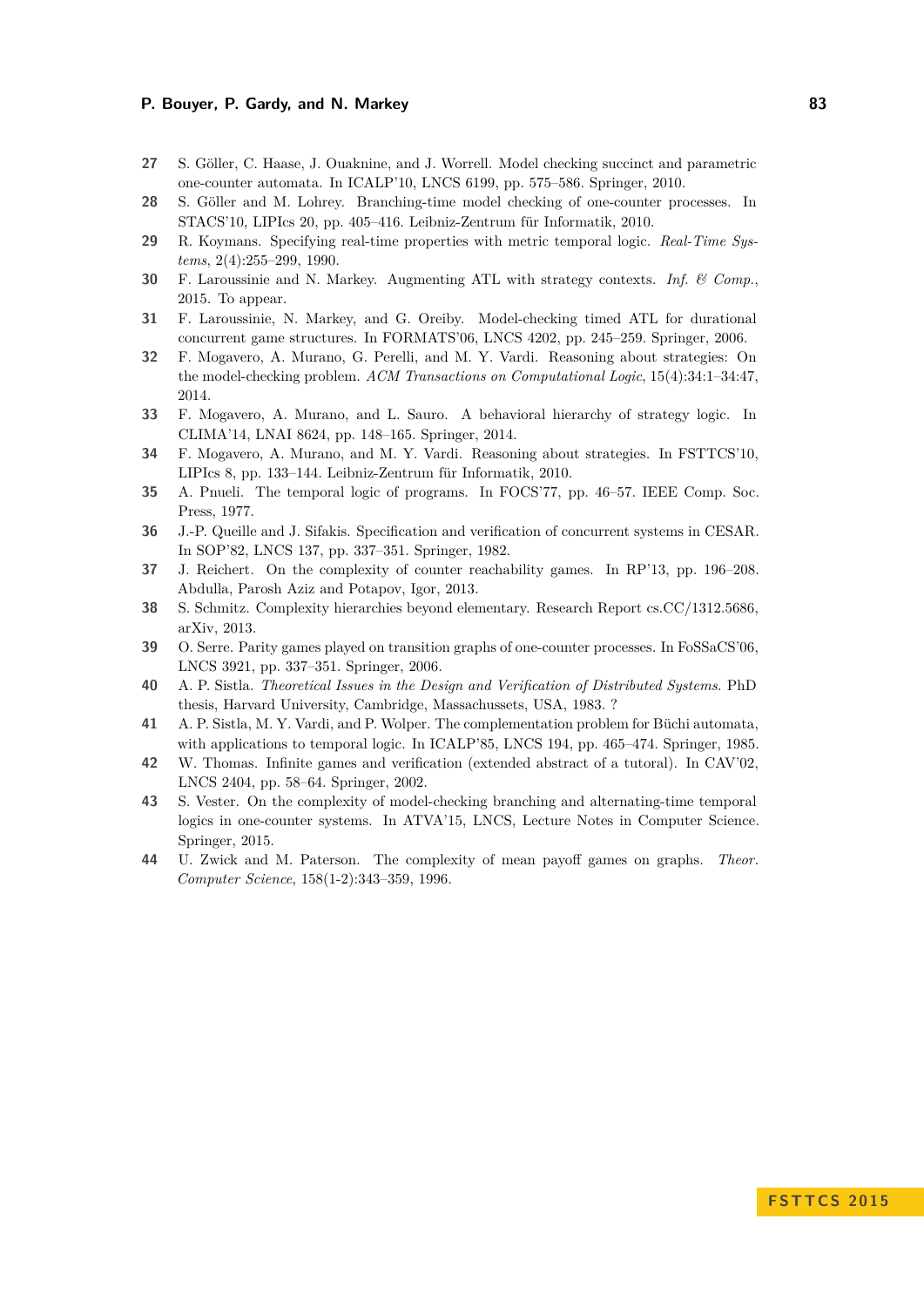27 S. Göller, C. Haase, J. Ouaknine, and J. Worrell. Model checking succinct and parametric one-counter automata. In ICALP'10, LNCS 6199, pp. 575–586. Springer, 2010.

28 S. Göller and M. Lohrey. Branching-time model checking of one-counter processes. In STACS'10, LIPIcs 20, pp. 405–416. Leibniz-Zentrum für Informatik, 2010.

29 R. Koymans. Specifying real-time properties with metric temporal logic. *Real-Time Systems*, 2(4):255–299, 1990.

30 F. Laroussinie and N. Markey. Augmenting ATL with strategy contexts. *Inf. & Comp.*, 2015. To appear.

31 F. Laroussinie, N. Markey, and G. Oreiby. Model-checking timed ATL for durational concurrent game structures. In FORMATS'06, LNCS 4202, pp. 245–259. Springer, 2006.

32 F. Mogavero, A. Murano, G. Perelli, and M. Y. Vardi. Reasoning about strategies: On the model-checking problem. *ACM Transactions on Computational Logic*, 15(4):34:1–34:47, 2014.

33 F. Mogavero, A. Murano, and L. Sauro. A behavioral hierarchy of strategy logic. In CLIMA'14, LNAI 8624, pp. 148–165. Springer, 2014.

34 F. Mogavero, A. Murano, and M. Y. Vardi. Reasoning about strategies. In FSTTCS'10, LIPIcs 8, pp. 133–144. Leibniz-Zentrum für Informatik, 2010.

35 A. Pnueli. The temporal logic of programs. In FOCS'77, pp. 46–57. IEEE Comp. Soc. Press, 1977.

36 J.-P. Queille and J. Sifakis. Specification and verification of concurrent systems in CESAR. In SOP'82, LNCS 137, pp. 337–351. Springer, 1982.

37 J. Reichert. On the complexity of counter reachability games. In RP'13, pp. 196–208. Abdulla, Parosh Aziz and Potapov, Igor, 2013.

38 S. Schmitz. Complexity hierarchies beyond elementary. Research Report cs.CC/1312.5686, arXiv, 2013.

39 O. Serre. Parity games played on transition graphs of one-counter processes. In FoSSaCS'06, LNCS 3921, pp. 337–351. Springer, 2006.

40 A. P. Sistla. *Theoretical Issues in the Design and Verification of Distributed Systems*. PhD thesis, Harvard University, Cambridge, Massachussets, USA, 1983. ?

41 A. P. Sistla, M. Y. Vardi, and P. Wolper. The complementation problem for Büchi automata, with applications to temporal logic. In ICALP'85, LNCS 194, pp. 465–474. Springer, 1985.

42 W. Thomas. Infinite games and verification (extended abstract of a tutoral). In CAV'02, LNCS 2404, pp. 58–64. Springer, 2002.

43 S. Vester. On the complexity of model-checking branching and alternating-time temporal logics in one-counter systems. In ATVA'15, LNCS, Lecture Notes in Computer Science. Springer, 2015.

44 U. Zwick and M. Paterson. The complexity of mean payoff games on graphs. *Theor. Computer Science*, 158(1-2):343–359, 1996.